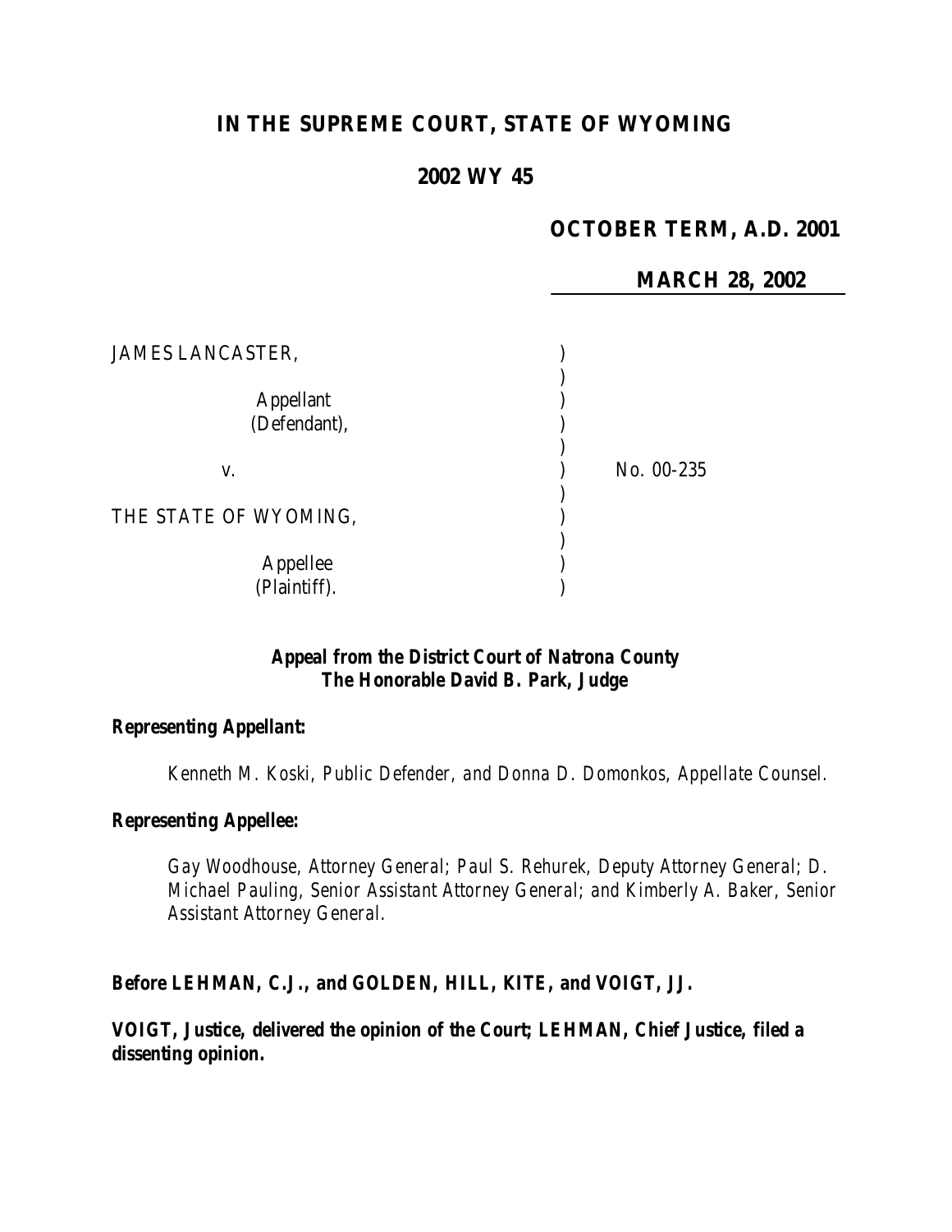# IN THE SUPREME COURT, STATE OF WYOMING

## 2002 WY 45

**OCTOBER TERM, A.D. 2001**

**MARCH 28, 2002**

| | | |
|---|---|---|
| JAMES LANCASTER, | ) | |
| | ) | |
| Appellant | ) | |
| (Defendant), | ) | |
| | ) | |
| v. | ) | No. 00-235 |
| | ) | |
| THE STATE OF WYOMING, | ) | |
| | ) | |
| Appellee | ) | |
| (Plaintiff). | ) | |

***Appeal from the District Court of Natrona County***
***The Honorable David B. Park, Judge***

***Representing Appellant:***

*Kenneth M. Koski, Public Defender, and Donna D. Domonkos, Appellate Counsel.*

***Representing Appellee:***

*Gay Woodhouse, Attorney General; Paul S. Rehurek, Deputy Attorney General; D. Michael Pauling, Senior Assistant Attorney General; and Kimberly A. Baker, Senior Assistant Attorney General.*

***Before LEHMAN, C.J., and GOLDEN, HILL, KITE, and VOIGT, JJ.***

***VOIGT, Justice, delivered the opinion of the Court; LEHMAN, Chief Justice, filed a dissenting opinion.***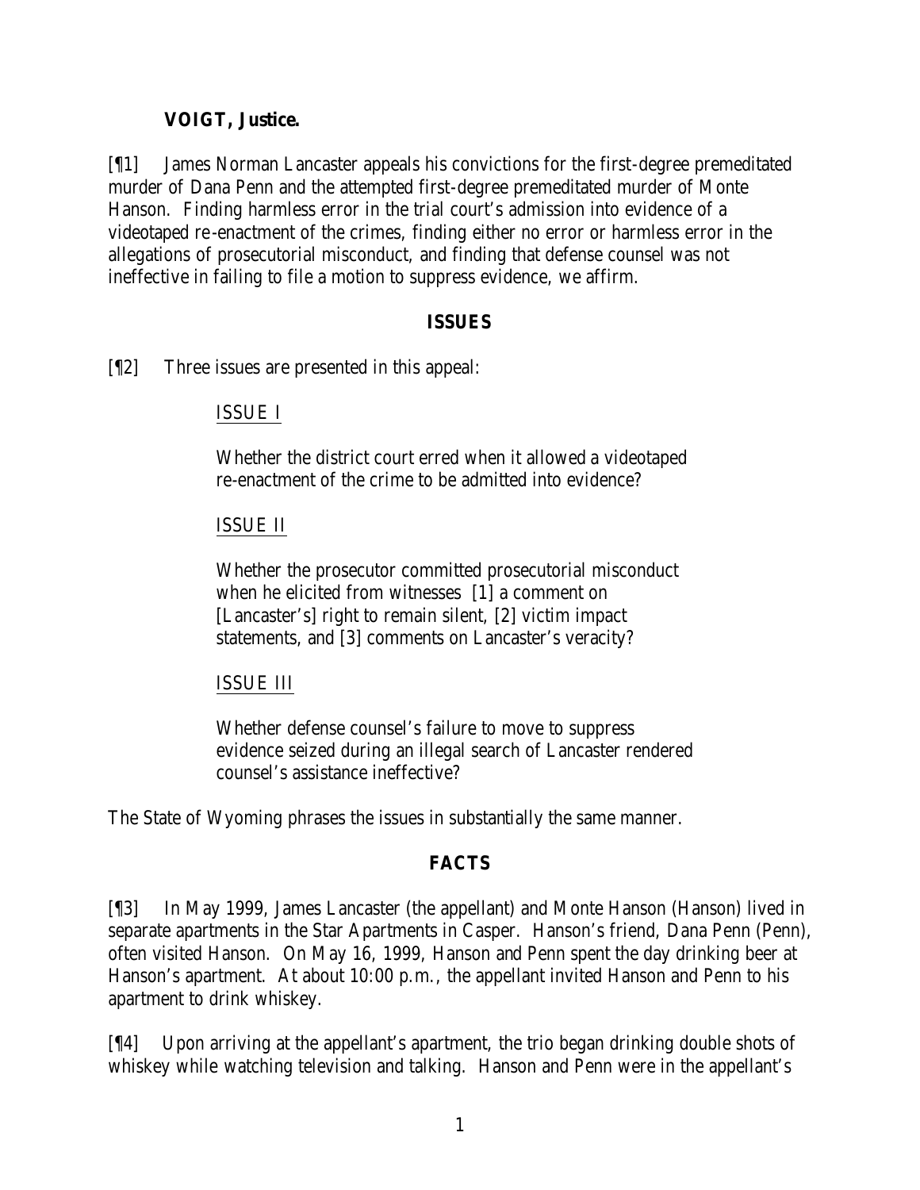**VOIGT, Justice.**

[¶1] James Norman Lancaster appeals his convictions for the first-degree premeditated murder of Dana Penn and the attempted first-degree premeditated murder of Monte Hanson. Finding harmless error in the trial court's admission into evidence of a videotaped re-enactment of the crimes, finding either no error or harmless error in the allegations of prosecutorial misconduct, and finding that defense counsel was not ineffective in failing to file a motion to suppress evidence, we affirm.

## ISSUES

[¶2] Three issues are presented in this appeal:

> ISSUE I
>
> Whether the district court erred when it allowed a videotaped re-enactment of the crime to be admitted into evidence?
>
> ISSUE II
>
> Whether the prosecutor committed prosecutorial misconduct when he elicited from witnesses [1] a comment on [Lancaster's] right to remain silent, [2] victim impact statements, and [3] comments on Lancaster's veracity?
>
> ISSUE III
>
> Whether defense counsel's failure to move to suppress evidence seized during an illegal search of Lancaster rendered counsel's assistance ineffective?

The State of Wyoming phrases the issues in substantially the same manner.

## FACTS

[¶3] In May 1999, James Lancaster (the appellant) and Monte Hanson (Hanson) lived in separate apartments in the Star Apartments in Casper. Hanson's friend, Dana Penn (Penn), often visited Hanson. On May 16, 1999, Hanson and Penn spent the day drinking beer at Hanson's apartment. At about 10:00 p.m., the appellant invited Hanson and Penn to his apartment to drink whiskey.

[¶4] Upon arriving at the appellant's apartment, the trio began drinking double shots of whiskey while watching television and talking. Hanson and Penn were in the appellant's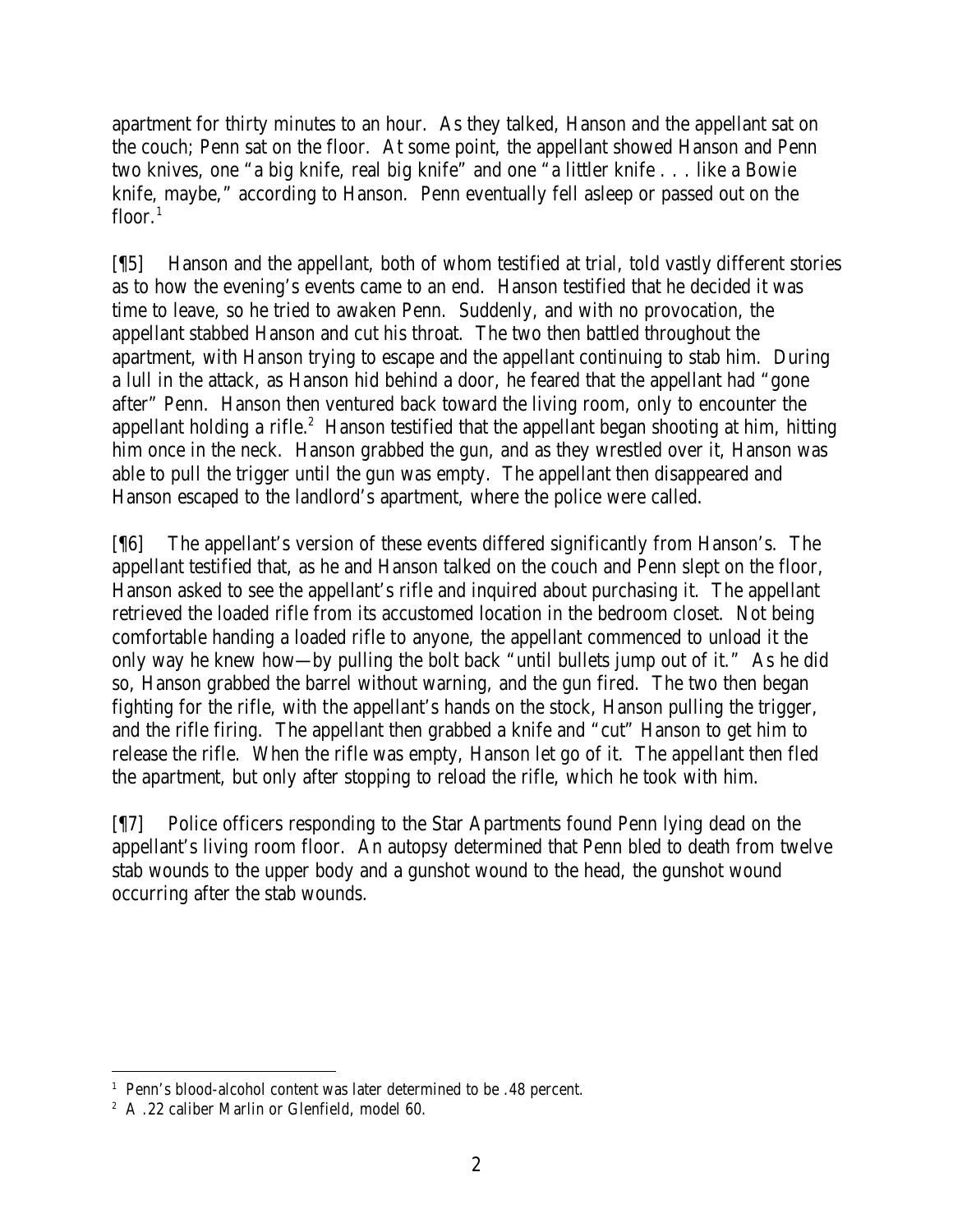apartment for thirty minutes to an hour. As they talked, Hanson and the appellant sat on the couch; Penn sat on the floor. At some point, the appellant showed Hanson and Penn two knives, one "a big knife, real big knife" and one "a littler knife . . . like a Bowie knife, maybe," according to Hanson. Penn eventually fell asleep or passed out on the floor.[1]

[¶5] Hanson and the appellant, both of whom testified at trial, told vastly different stories as to how the evening's events came to an end. Hanson testified that he decided it was time to leave, so he tried to awaken Penn. Suddenly, and with no provocation, the appellant stabbed Hanson and cut his throat. The two then battled throughout the apartment, with Hanson trying to escape and the appellant continuing to stab him. During a lull in the attack, as Hanson hid behind a door, he feared that the appellant had "gone after" Penn. Hanson then ventured back toward the living room, only to encounter the appellant holding a rifle.[2] Hanson testified that the appellant began shooting at him, hitting him once in the neck. Hanson grabbed the gun, and as they wrestled over it, Hanson was able to pull the trigger until the gun was empty. The appellant then disappeared and Hanson escaped to the landlord's apartment, where the police were called.

[¶6] The appellant's version of these events differed significantly from Hanson's. The appellant testified that, as he and Hanson talked on the couch and Penn slept on the floor, Hanson asked to see the appellant's rifle and inquired about purchasing it. The appellant retrieved the loaded rifle from its accustomed location in the bedroom closet. Not being comfortable handing a loaded rifle to anyone, the appellant commenced to unload it the only way he knew how—by pulling the bolt back "until bullets jump out of it." As he did so, Hanson grabbed the barrel without warning, and the gun fired. The two then began fighting for the rifle, with the appellant's hands on the stock, Hanson pulling the trigger, and the rifle firing. The appellant then grabbed a knife and "cut" Hanson to get him to release the rifle. When the rifle was empty, Hanson let go of it. The appellant then fled the apartment, but only after stopping to reload the rifle, which he took with him.

[¶7] Police officers responding to the Star Apartments found Penn lying dead on the appellant's living room floor. An autopsy determined that Penn bled to death from twelve stab wounds to the upper body and a gunshot wound to the head, the gunshot wound occurring after the stab wounds.

---

[1] Penn's blood-alcohol content was later determined to be .48 percent.

[2] A .22 caliber Marlin or Glenfield, model 60.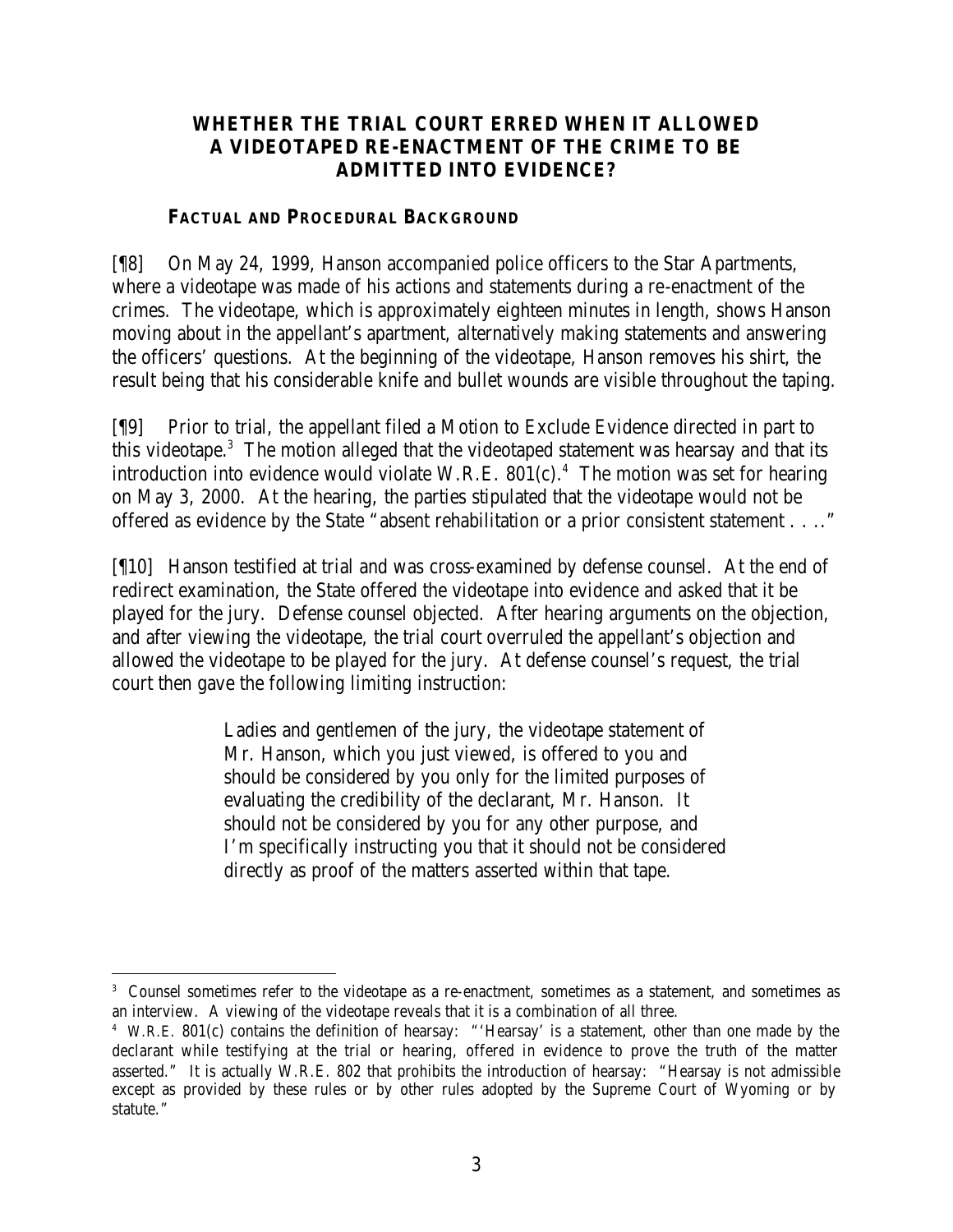## WHETHER THE TRIAL COURT ERRED WHEN IT ALLOWED A VIDEOTAPED RE-ENACTMENT OF THE CRIME TO BE ADMITTED INTO EVIDENCE?

### FACTUAL AND PROCEDURAL BACKGROUND

[¶8] On May 24, 1999, Hanson accompanied police officers to the Star Apartments, where a videotape was made of his actions and statements during a re-enactment of the crimes. The videotape, which is approximately eighteen minutes in length, shows Hanson moving about in the appellant's apartment, alternatively making statements and answering the officers' questions. At the beginning of the videotape, Hanson removes his shirt, the result being that his considerable knife and bullet wounds are visible throughout the taping.

[¶9] Prior to trial, the appellant filed a Motion to Exclude Evidence directed in part to this videotape.[3] The motion alleged that the videotaped statement was hearsay and that its introduction into evidence would violate W.R.E. 801(c).[4] The motion was set for hearing on May 3, 2000. At the hearing, the parties stipulated that the videotape would not be offered as evidence by the State "absent rehabilitation or a prior consistent statement . . .."

[¶10] Hanson testified at trial and was cross-examined by defense counsel. At the end of redirect examination, the State offered the videotape into evidence and asked that it be played for the jury. Defense counsel objected. After hearing arguments on the objection, and after viewing the videotape, the trial court overruled the appellant's objection and allowed the videotape to be played for the jury. At defense counsel's request, the trial court then gave the following limiting instruction:

> Ladies and gentlemen of the jury, the videotape statement of Mr. Hanson, which you just viewed, is offered to you and should be considered by you only for the limited purposes of evaluating the credibility of the declarant, Mr. Hanson. It should not be considered by you for any other purpose, and I'm specifically instructing you that it should not be considered directly as proof of the matters asserted within that tape.

---

[3] Counsel sometimes refer to the videotape as a re-enactment, sometimes as a statement, and sometimes as an interview. A viewing of the videotape reveals that it is a combination of all three.

[4] W.R.E. 801(c) contains the definition of hearsay: "'Hearsay' is a statement, other than one made by the declarant while testifying at the trial or hearing, offered in evidence to prove the truth of the matter asserted." It is actually W.R.E. 802 that prohibits the introduction of hearsay: "Hearsay is not admissible except as provided by these rules or by other rules adopted by the Supreme Court of Wyoming or by statute."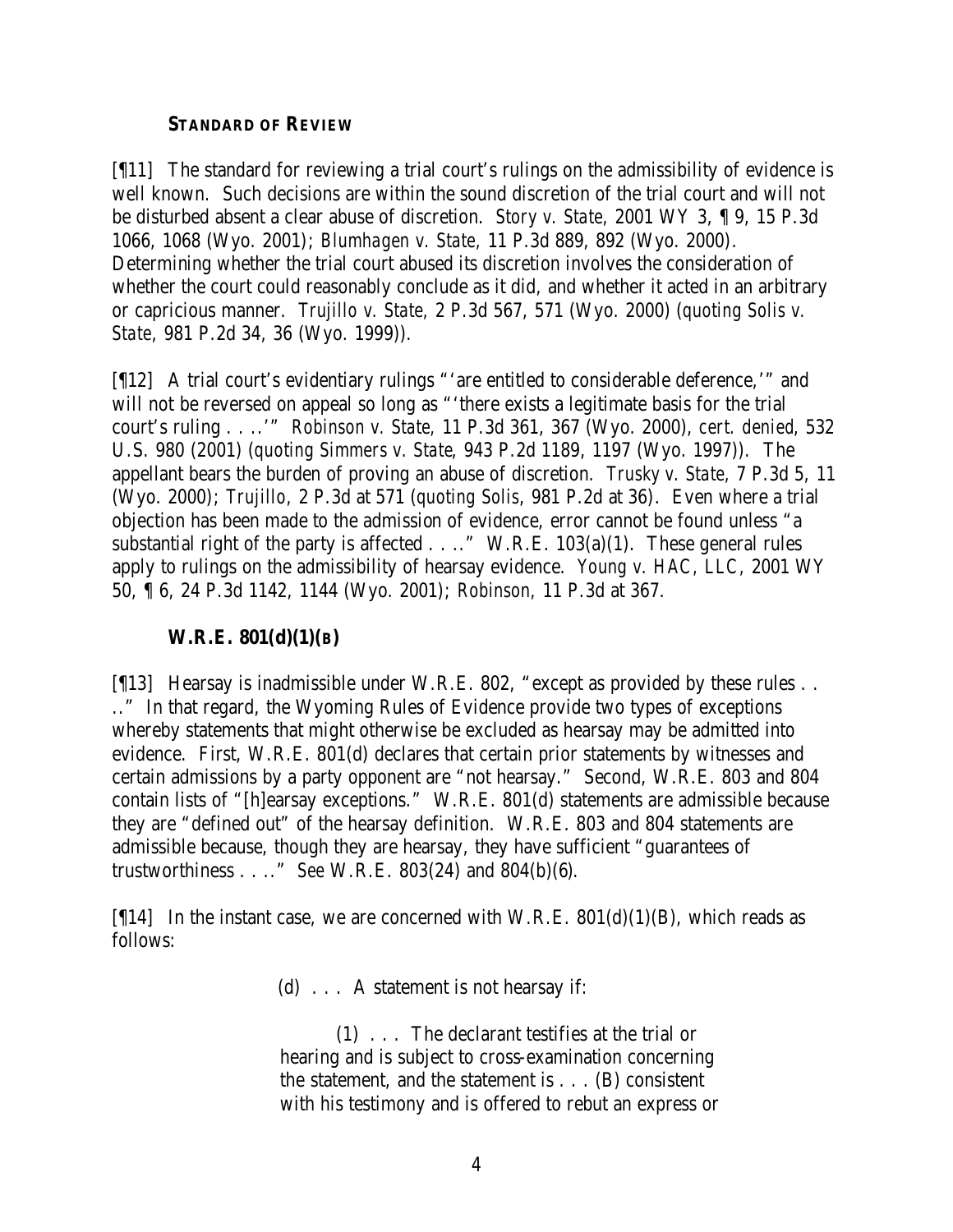### STANDARD OF REVIEW

[¶11] The standard for reviewing a trial court's rulings on the admissibility of evidence is well known. Such decisions are within the sound discretion of the trial court and will not be disturbed absent a clear abuse of discretion. *Story v. State,* 2001 WY 3, ¶ 9, 15 P.3d 1066, 1068 (Wyo. 2001); *Blumhagen v. State,* 11 P.3d 889, 892 (Wyo. 2000). Determining whether the trial court abused its discretion involves the consideration of whether the court could reasonably conclude as it did, and whether it acted in an arbitrary or capricious manner. *Trujillo v. State,* 2 P.3d 567, 571 (Wyo. 2000) (*quoting Solis v. State*, 981 P.2d 34, 36 (Wyo. 1999)).

[¶12] A trial court's evidentiary rulings "'are entitled to considerable deference,'" and will not be reversed on appeal so long as "'there exists a legitimate basis for the trial court's ruling . . ..'" *Robinson v. State,* 11 P.3d 361, 367 (Wyo. 2000), *cert. denied*, 532 U.S. 980 (2001) (*quoting Simmers v. State*, 943 P.2d 1189, 1197 (Wyo. 1997)). The appellant bears the burden of proving an abuse of discretion. *Trusky v. State,* 7 P.3d 5, 11 (Wyo. 2000); *Trujillo,* 2 P.3d at 571 (*quoting Solis*, 981 P.2d at 36). Even where a trial objection has been made to the admission of evidence, error cannot be found unless "a substantial right of the party is affected . . .." W.R.E. 103(a)(1). These general rules apply to rulings on the admissibility of hearsay evidence. *Young v. HAC, LLC,* 2001 WY 50, ¶ 6, 24 P.3d 1142, 1144 (Wyo. 2001); *Robinson,* 11 P.3d at 367.

### W.R.E. 801(d)(1)(B)

[¶13] Hearsay is inadmissible under W.R.E. 802, "except as provided by these rules . . .." In that regard, the Wyoming Rules of Evidence provide two types of exceptions whereby statements that might otherwise be excluded as hearsay may be admitted into evidence. First, W.R.E. 801(d) declares that certain prior statements by witnesses and certain admissions by a party opponent are "not hearsay." Second, W.R.E. 803 and 804 contain lists of "[h]earsay exceptions." W.R.E. 801(d) statements are admissible because they are "defined out" of the hearsay definition. W.R.E. 803 and 804 statements are admissible because, though they are hearsay, they have sufficient "guarantees of trustworthiness . . .." *See* W.R.E. 803(24) and 804(b)(6).

[¶14] In the instant case, we are concerned with W.R.E. 801(d)(1)(B), which reads as follows:

> (d) . . . A statement is not hearsay if:
>
> (1) . . . The declarant testifies at the trial or hearing and is subject to cross-examination concerning the statement, and the statement is . . . (B) consistent with his testimony and is offered to rebut an express or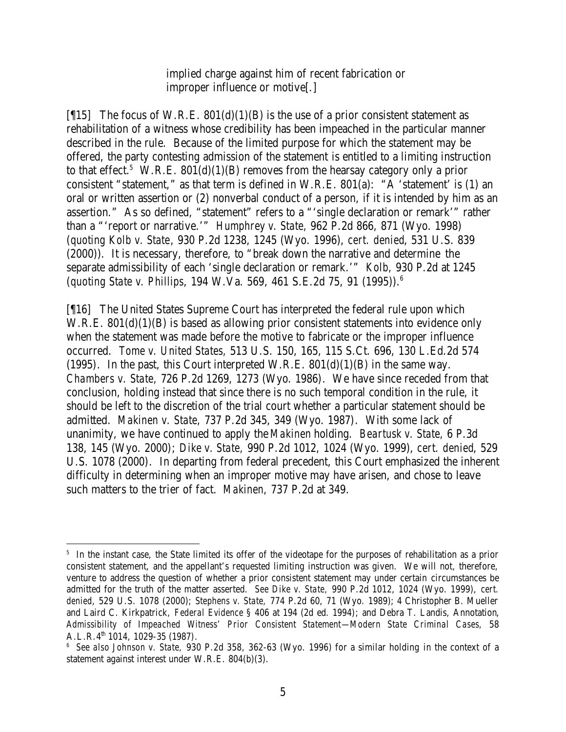> implied charge against him of recent fabrication or improper influence or motive[.]

[¶15] The focus of W.R.E. 801(d)(1)(B) is the use of a prior consistent statement as rehabilitation of a witness whose credibility has been impeached in the particular manner described in the rule. Because of the limited purpose for which the statement may be offered, the party contesting admission of the statement is entitled to a limiting instruction to that effect.[5] W.R.E. 801(d)(1)(B) removes from the hearsay category only a prior consistent "statement," as that term is defined in W.R.E. 801(a): "A 'statement' is (1) an oral or written assertion or (2) nonverbal conduct of a person, if it is intended by him as an assertion." As so defined, "statement" refers to a "'single declaration or remark'" rather than a "'report or narrative.'" *Humphrey v. State,* 962 P.2d 866, 871 (Wyo. 1998) (*quoting Kolb v. State*, 930 P.2d 1238, 1245 (Wyo. 1996), *cert. denied*, 531 U.S. 839 (2000)). It is necessary, therefore, to "break down the narrative and determine the separate admissibility of each 'single declaration or remark.'" *Kolb,* 930 P.2d at 1245 (*quoting State v. Phillips*, 194 W.Va. 569, 461 S.E.2d 75, 91 (1995)).[6]

[¶16] The United States Supreme Court has interpreted the federal rule upon which W.R.E. 801(d)(1)(B) is based as allowing prior consistent statements into evidence only when the statement was made before the motive to fabricate or the improper influence occurred. *Tome v. United States*, 513 U.S. 150, 165, 115 S.Ct. 696, 130 L.Ed.2d 574 (1995). In the past, this Court interpreted W.R.E. 801(d)(1)(B) in the same way. *Chambers v. State*, 726 P.2d 1269, 1273 (Wyo. 1986). We have since receded from that conclusion, holding instead that since there is no such temporal condition in the rule, it should be left to the discretion of the trial court whether a particular statement should be admitted. *Makinen v. State*, 737 P.2d 345, 349 (Wyo. 1987). With some lack of unanimity, we have continued to apply the *Makinen* holding. *Beartusk v. State*, 6 P.3d 138, 145 (Wyo. 2000); *Dike v. State,* 990 P.2d 1012, 1024 (Wyo. 1999), *cert. denied*, 529 U.S. 1078 (2000). In departing from federal precedent, this Court emphasized the inherent difficulty in determining when an improper motive may have arisen, and chose to leave such matters to the trier of fact. *Makinen*, 737 P.2d at 349.

---

[5] In the instant case, the State limited its offer of the videotape for the purposes of rehabilitation as a prior consistent statement, and the appellant's requested limiting instruction was given. We will not, therefore, venture to address the question of whether a prior consistent statement may under certain circumstances be admitted for the truth of the matter asserted. *See Dike v. State,* 990 P.2d 1012, 1024 (Wyo. 1999), *cert. denied*, 529 U.S. 1078 (2000); *Stephens v. State,* 774 P.2d 60, 71 (Wyo. 1989); 4 Christopher B. Mueller and Laird C. Kirkpatrick, *Federal Evidence* § 406 at 194 (2d ed. 1994); and Debra T. Landis, Annotation, *Admissibility of Impeached Witness' Prior Consistent Statement—Modern State Criminal Cases,* 58 A.L.R.4th 1014, 1029-35 (1987).

[6] *See also Johnson v. State,* 930 P.2d 358, 362-63 (Wyo. 1996) for a similar holding in the context of a statement against interest under W.R.E. 804(b)(3).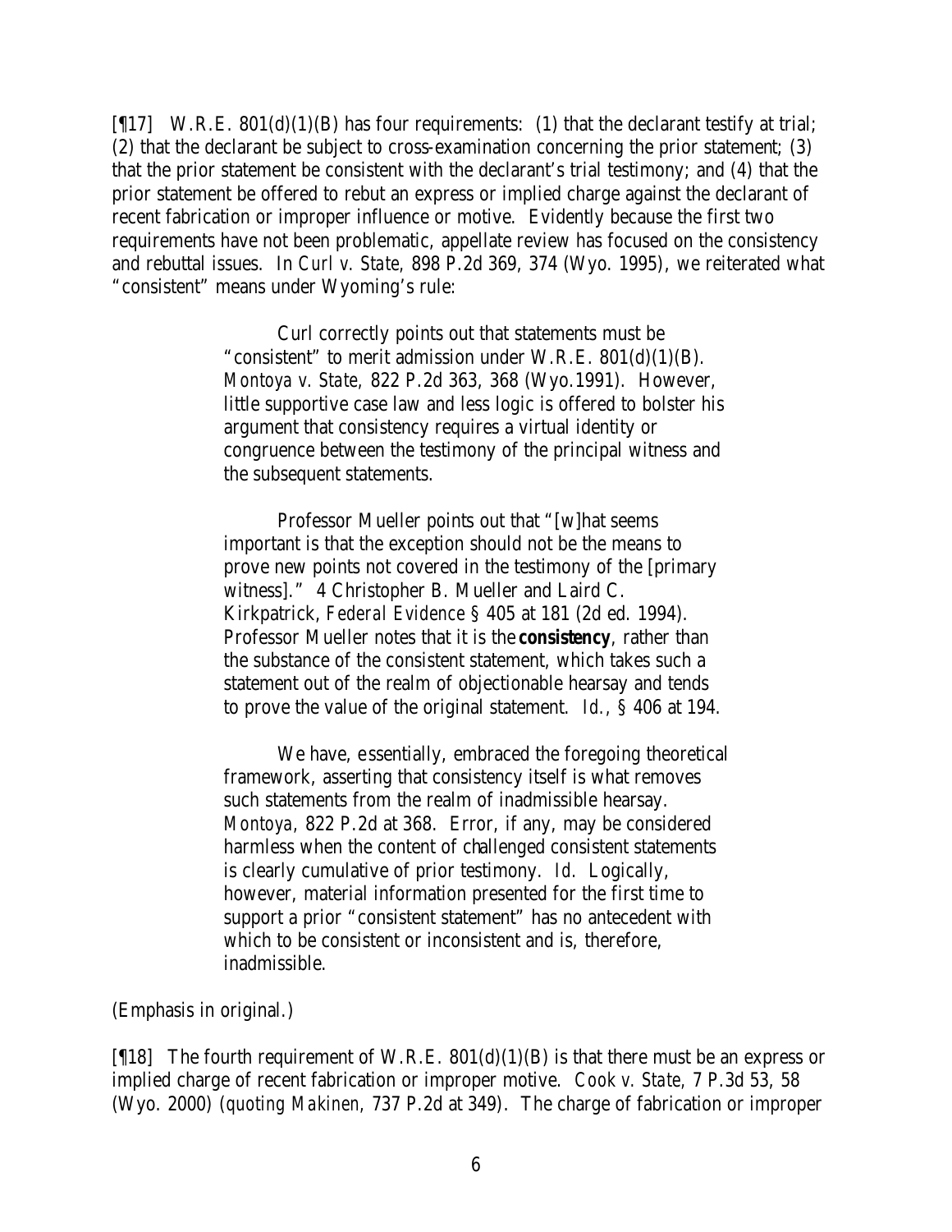[¶17] W.R.E. 801(d)(1)(B) has four requirements: (1) that the declarant testify at trial; (2) that the declarant be subject to cross-examination concerning the prior statement; (3) that the prior statement be consistent with the declarant's trial testimony; and (4) that the prior statement be offered to rebut an express or implied charge against the declarant of recent fabrication or improper influence or motive. Evidently because the first two requirements have not been problematic, appellate review has focused on the consistency and rebuttal issues. In *Curl v. State*, 898 P.2d 369, 374 (Wyo. 1995), we reiterated what "consistent" means under Wyoming's rule:

> Curl correctly points out that statements must be "consistent" to merit admission under W.R.E. 801(d)(1)(B). *Montoya v. State*, 822 P.2d 363, 368 (Wyo.1991). However, little supportive case law and less logic is offered to bolster his argument that consistency requires a virtual identity or congruence between the testimony of the principal witness and the subsequent statements.
>
> Professor Mueller points out that "[w]hat seems important is that the exception should not be the means to prove new points not covered in the testimony of the [primary witness]." 4 Christopher B. Mueller and Laird C. Kirkpatrick, *Federal Evidence* § 405 at 181 (2d ed. 1994). Professor Mueller notes that it is the ***consistency***, rather than the substance of the consistent statement, which takes such a statement out of the realm of objectionable hearsay and tends to prove the value of the original statement. *Id.*, § 406 at 194.
>
> We have, essentially, embraced the foregoing theoretical framework, asserting that consistency itself is what removes such statements from the realm of inadmissible hearsay. *Montoya*, 822 P.2d at 368. Error, if any, may be considered harmless when the content of challenged consistent statements is clearly cumulative of prior testimony. *Id.* Logically, however, material information presented for the first time to support a prior "consistent statement" has no antecedent with which to be consistent or inconsistent and is, therefore, inadmissible.

(Emphasis in original.)

[¶18] The fourth requirement of W.R.E. 801(d)(1)(B) is that there must be an express or implied charge of recent fabrication or improper motive. *Cook v. State*, 7 P.3d 53, 58 (Wyo. 2000) (*quoting Makinen*, 737 P.2d at 349). The charge of fabrication or improper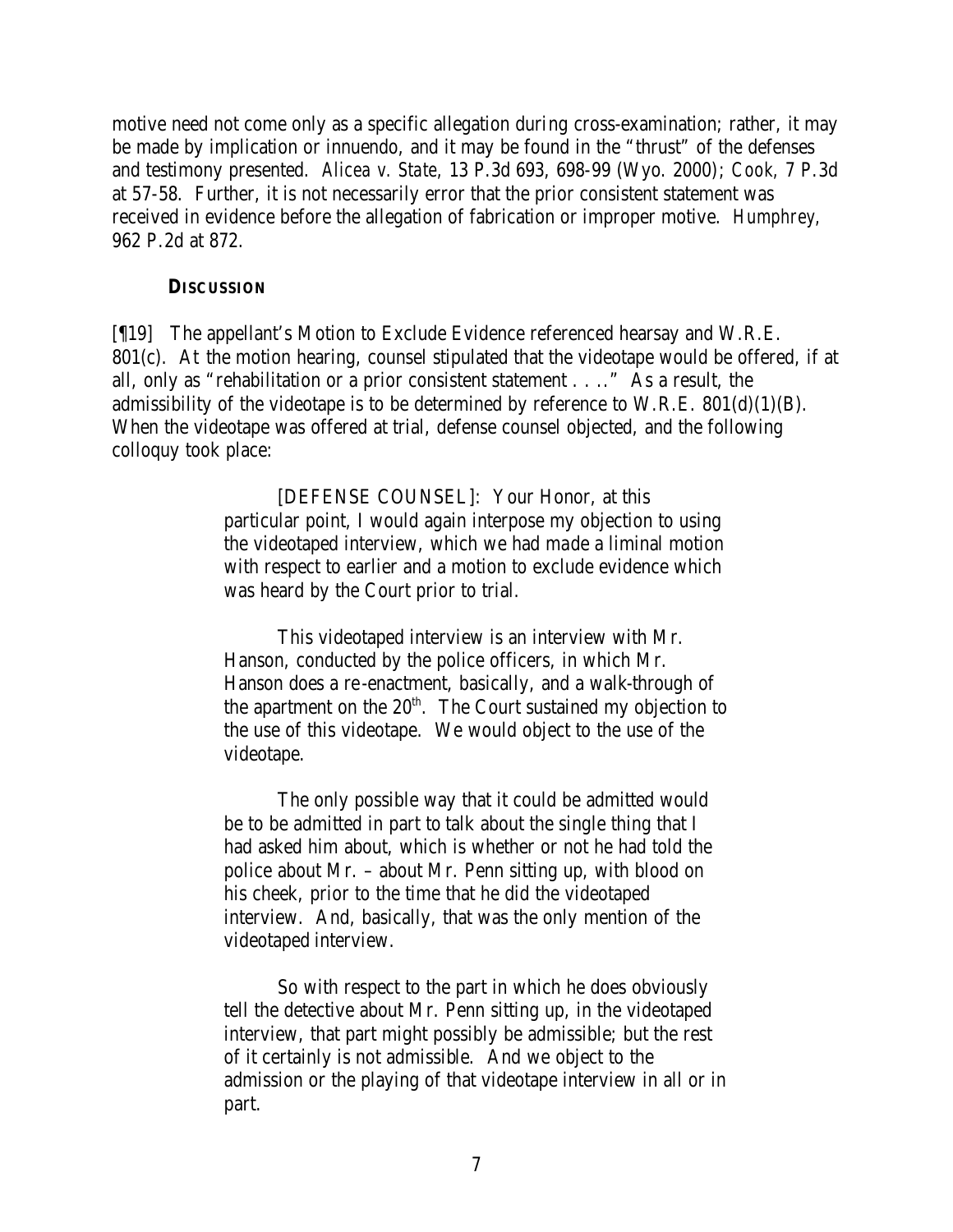motive need not come only as a specific allegation during cross-examination; rather, it may be made by implication or innuendo, and it may be found in the "thrust" of the defenses and testimony presented. *Alicea v. State*, 13 P.3d 693, 698-99 (Wyo. 2000); *Cook*, 7 P.3d at 57-58. Further, it is not necessarily error that the prior consistent statement was received in evidence before the allegation of fabrication or improper motive. *Humphrey*, 962 P.2d at 872.

## DISCUSSION

[¶19] The appellant's Motion to Exclude Evidence referenced hearsay and W.R.E. 801(c). At the motion hearing, counsel stipulated that the videotape would be offered, if at all, only as "rehabilitation or a prior consistent statement . . .." As a result, the admissibility of the videotape is to be determined by reference to W.R.E. 801(d)(1)(B). When the videotape was offered at trial, defense counsel objected, and the following colloquy took place:

> [DEFENSE COUNSEL]: Your Honor, at this particular point, I would again interpose my objection to using the videotaped interview, which we had made a liminal motion with respect to earlier and a motion to exclude evidence which was heard by the Court prior to trial.
>
> This videotaped interview is an interview with Mr. Hanson, conducted by the police officers, in which Mr. Hanson does a re-enactment, basically, and a walk-through of the apartment on the 20th. The Court sustained my objection to the use of this videotape. We would object to the use of the videotape.
>
> The only possible way that it could be admitted would be to be admitted in part to talk about the single thing that I had asked him about, which is whether or not he had told the police about Mr. – about Mr. Penn sitting up, with blood on his cheek, prior to the time that he did the videotaped interview. And, basically, that was the only mention of the videotaped interview.
>
> So with respect to the part in which he does obviously tell the detective about Mr. Penn sitting up, in the videotaped interview, that part might possibly be admissible; but the rest of it certainly is not admissible. And we object to the admission or the playing of that videotape interview in all or in part.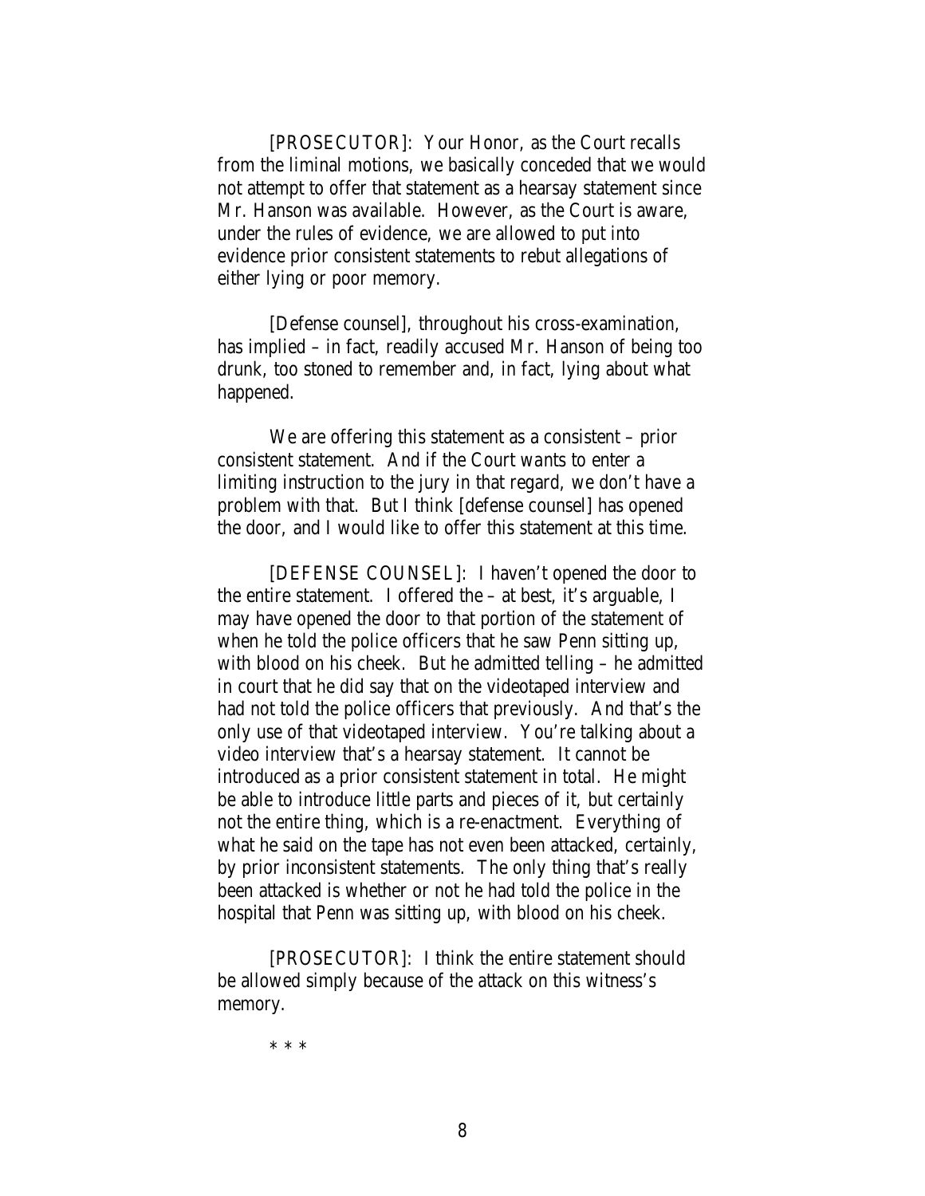[PROSECUTOR]: Your Honor, as the Court recalls from the liminal motions, we basically conceded that we would not attempt to offer that statement as a hearsay statement since Mr. Hanson was available. However, as the Court is aware, under the rules of evidence, we are allowed to put into evidence prior consistent statements to rebut allegations of either lying or poor memory.

[Defense counsel], throughout his cross-examination, has implied – in fact, readily accused Mr. Hanson of being too drunk, too stoned to remember and, in fact, lying about what happened.

We are offering this statement as a consistent – prior consistent statement. And if the Court wants to enter a limiting instruction to the jury in that regard, we don't have a problem with that. But I think [defense counsel] has opened the door, and I would like to offer this statement at this time.

[DEFENSE COUNSEL]: I haven't opened the door to the entire statement. I offered the – at best, it's arguable, I may have opened the door to that portion of the statement of when he told the police officers that he saw Penn sitting up, with blood on his cheek. But he admitted telling – he admitted in court that he did say that on the videotaped interview and had not told the police officers that previously. And that's the only use of that videotaped interview. You're talking about a video interview that's a hearsay statement. It cannot be introduced as a prior consistent statement in total. He might be able to introduce little parts and pieces of it, but certainly not the entire thing, which is a re-enactment. Everything of what he said on the tape has not even been attacked, certainly, by prior inconsistent statements. The only thing that's really been attacked is whether or not he had told the police in the hospital that Penn was sitting up, with blood on his cheek.

[PROSECUTOR]: I think the entire statement should be allowed simply because of the attack on this witness's memory.

\* \* \*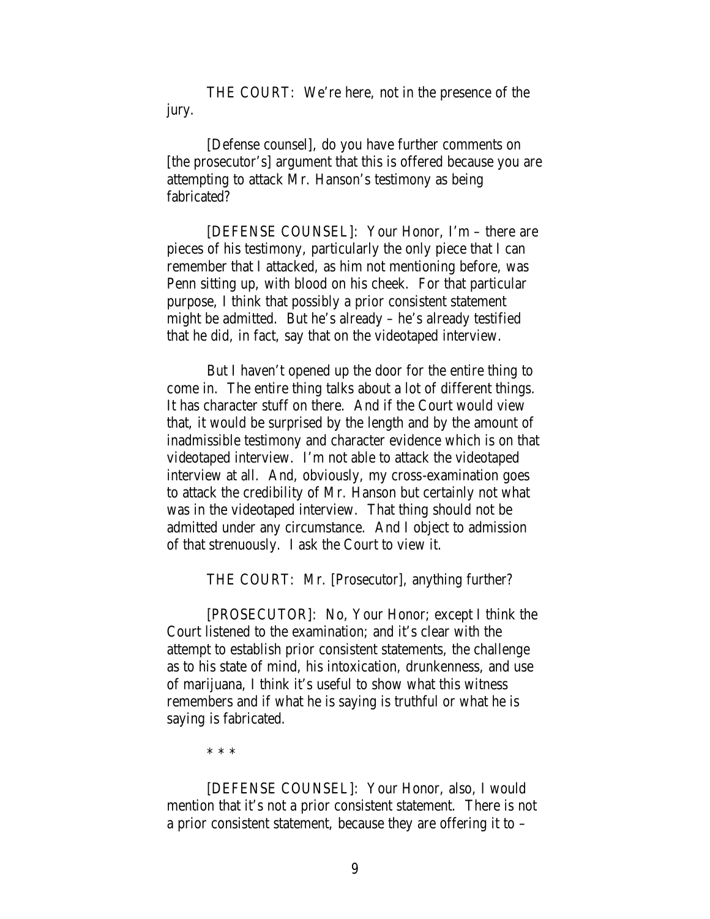THE COURT: We're here, not in the presence of the jury.

[Defense counsel], do you have further comments on [the prosecutor's] argument that this is offered because you are attempting to attack Mr. Hanson's testimony as being fabricated?

[DEFENSE COUNSEL]: Your Honor, I'm – there are pieces of his testimony, particularly the only piece that I can remember that I attacked, as him not mentioning before, was Penn sitting up, with blood on his cheek. For that particular purpose, I think that possibly a prior consistent statement might be admitted. But he's already – he's already testified that he did, in fact, say that on the videotaped interview.

But I haven't opened up the door for the entire thing to come in. The entire thing talks about a lot of different things. It has character stuff on there. And if the Court would view that, it would be surprised by the length and by the amount of inadmissible testimony and character evidence which is on that videotaped interview. I'm not able to attack the videotaped interview at all. And, obviously, my cross-examination goes to attack the credibility of Mr. Hanson but certainly not what was in the videotaped interview. That thing should not be admitted under any circumstance. And I object to admission of that strenuously. I ask the Court to view it.

THE COURT: Mr. [Prosecutor], anything further?

[PROSECUTOR]: No, Your Honor; except I think the Court listened to the examination; and it's clear with the attempt to establish prior consistent statements, the challenge as to his state of mind, his intoxication, drunkenness, and use of marijuana, I think it's useful to show what this witness remembers and if what he is saying is truthful or what he is saying is fabricated.

\* \* \*

[DEFENSE COUNSEL]: Your Honor, also, I would mention that it's not a prior consistent statement. There is not a prior consistent statement, because they are offering it to –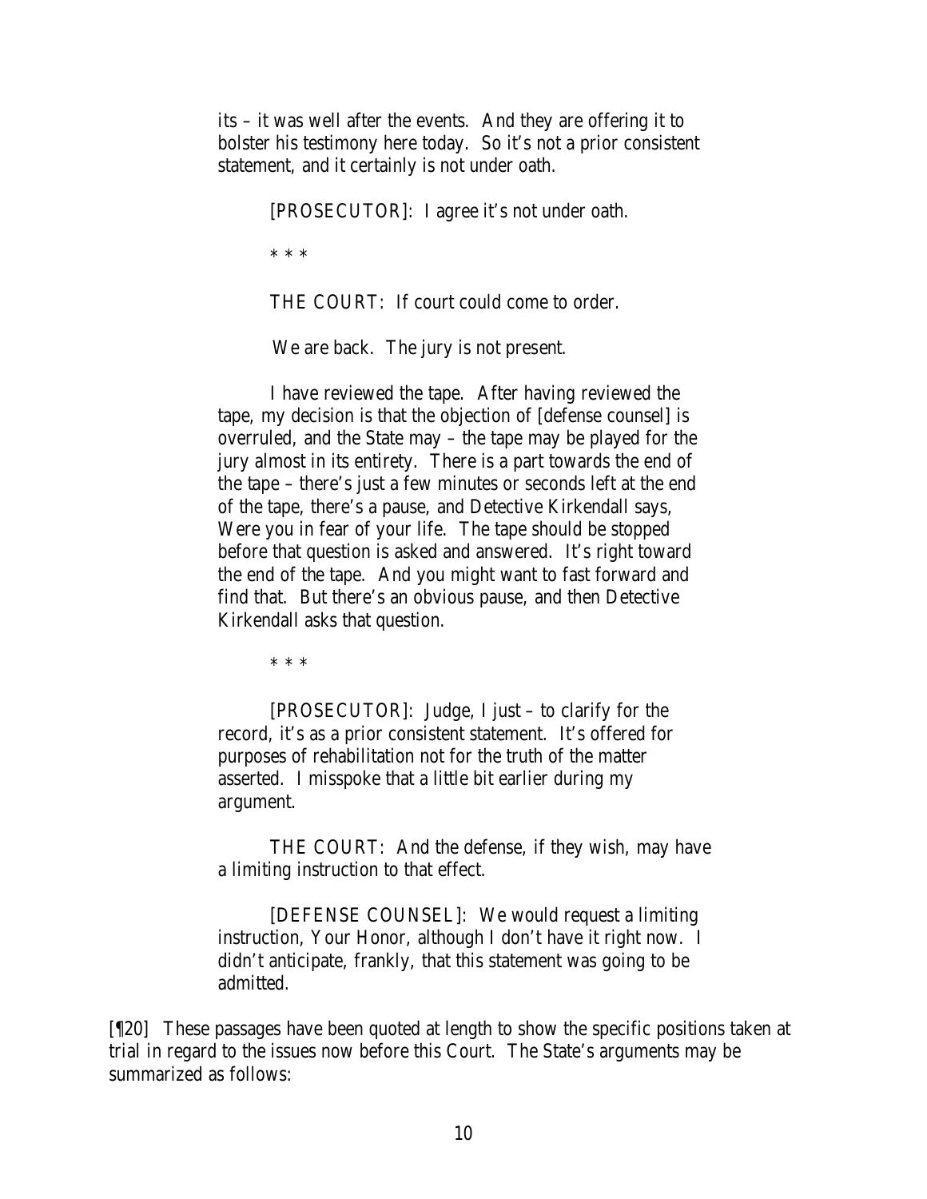its – it was well after the events. And they are offering it to bolster his testimony here today. So it's not a prior consistent statement, and it certainly is not under oath.

> [PROSECUTOR]: I agree it's not under oath.
>
> \* \* \*
>
> THE COURT: If court could come to order.
>
> We are back. The jury is not present.
>
> I have reviewed the tape. After having reviewed the tape, my decision is that the objection of [defense counsel] is overruled, and the State may – the tape may be played for the jury almost in its entirety. There is a part towards the end of the tape – there's just a few minutes or seconds left at the end of the tape, there's a pause, and Detective Kirkendall says, Were you in fear of your life. The tape should be stopped before that question is asked and answered. It's right toward the end of the tape. And you might want to fast forward and find that. But there's an obvious pause, and then Detective Kirkendall asks that question.
>
> \* \* \*
>
> [PROSECUTOR]: Judge, I just – to clarify for the record, it's as a prior consistent statement. It's offered for purposes of rehabilitation not for the truth of the matter asserted. I misspoke that a little bit earlier during my argument.
>
> THE COURT: And the defense, if they wish, may have a limiting instruction to that effect.
>
> [DEFENSE COUNSEL]: We would request a limiting instruction, Your Honor, although I don't have it right now. I didn't anticipate, frankly, that this statement was going to be admitted.

[¶20] These passages have been quoted at length to show the specific positions taken at trial in regard to the issues now before this Court. The State's arguments may be summarized as follows: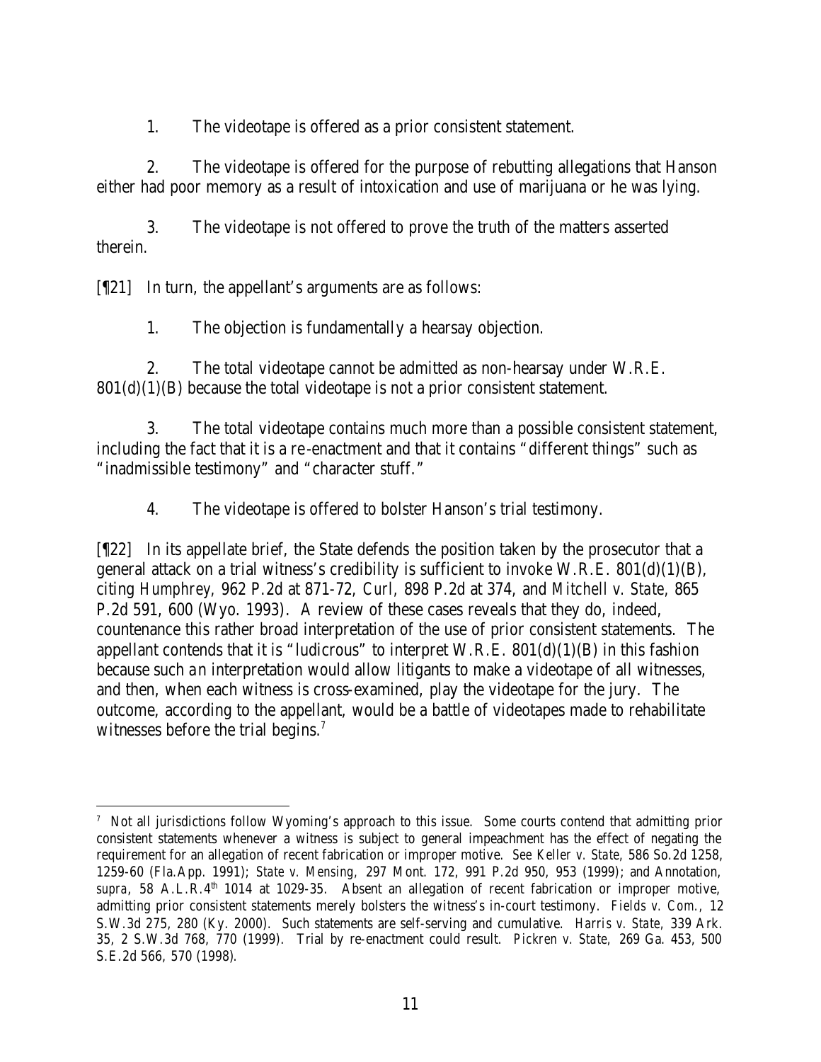1. The videotape is offered as a prior consistent statement.

2. The videotape is offered for the purpose of rebutting allegations that Hanson either had poor memory as a result of intoxication and use of marijuana or he was lying.

3. The videotape is not offered to prove the truth of the matters asserted therein.

[¶21] In turn, the appellant's arguments are as follows:

1. The objection is fundamentally a hearsay objection.

2. The total videotape cannot be admitted as non-hearsay under W.R.E. 801(d)(1)(B) because the total videotape is not a prior consistent statement.

3. The total videotape contains much more than a possible consistent statement, including the fact that it is a re-enactment and that it contains "different things" such as "inadmissible testimony" and "character stuff."

4. The videotape is offered to bolster Hanson's trial testimony.

[¶22] In its appellate brief, the State defends the position taken by the prosecutor that a general attack on a trial witness's credibility is sufficient to invoke W.R.E. 801(d)(1)(B), citing *Humphrey*, 962 P.2d at 871-72, *Curl*, 898 P.2d at 374, and *Mitchell v. State*, 865 P.2d 591, 600 (Wyo. 1993). A review of these cases reveals that they do, indeed, countenance this rather broad interpretation of the use of prior consistent statements. The appellant contends that it is "ludicrous" to interpret W.R.E. 801(d)(1)(B) in this fashion because such an interpretation would allow litigants to make a videotape of all witnesses, and then, when each witness is cross-examined, play the videotape for the jury. The outcome, according to the appellant, would be a battle of videotapes made to rehabilitate witnesses before the trial begins.[7]

---

[7] Not all jurisdictions follow Wyoming's approach to this issue. Some courts contend that admitting prior consistent statements whenever a witness is subject to general impeachment has the effect of negating the requirement for an allegation of recent fabrication or improper motive. *See Keller v. State*, 586 So.2d 1258, 1259-60 (Fla.App. 1991); *State v. Mensing*, 297 Mont. 172, 991 P.2d 950, 953 (1999); and Annotation, *supra*, 58 A.L.R.4th 1014 at 1029-35. Absent an allegation of recent fabrication or improper motive, admitting prior consistent statements merely bolsters the witness's in-court testimony. *Fields v. Com.*, 12 S.W.3d 275, 280 (Ky. 2000). Such statements are self-serving and cumulative. *Harris v. State*, 339 Ark. 35, 2 S.W.3d 768, 770 (1999). Trial by re-enactment could result. *Pickren v. State*, 269 Ga. 453, 500 S.E.2d 566, 570 (1998).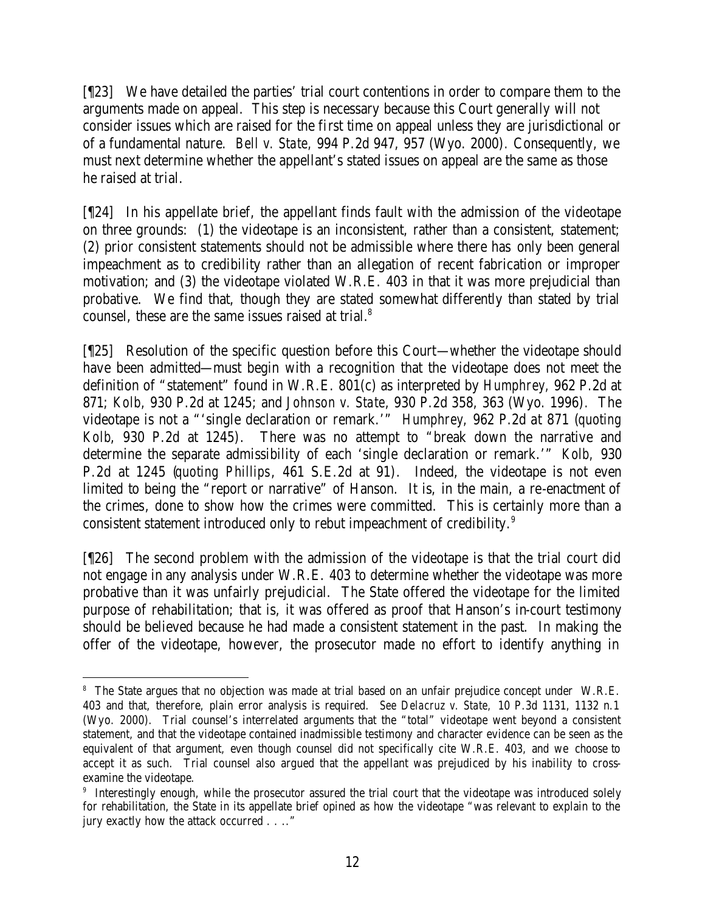[¶23] We have detailed the parties' trial court contentions in order to compare them to the arguments made on appeal. This step is necessary because this Court generally will not consider issues which are raised for the first time on appeal unless they are jurisdictional or of a fundamental nature. *Bell v. State*, 994 P.2d 947, 957 (Wyo. 2000). Consequently, we must next determine whether the appellant's stated issues on appeal are the same as those he raised at trial.

[¶24] In his appellate brief, the appellant finds fault with the admission of the videotape on three grounds: (1) the videotape is an inconsistent, rather than a consistent, statement; (2) prior consistent statements should not be admissible where there has only been general impeachment as to credibility rather than an allegation of recent fabrication or improper motivation; and (3) the videotape violated W.R.E. 403 in that it was more prejudicial than probative. We find that, though they are stated somewhat differently than stated by trial counsel, these are the same issues raised at trial.[8]

[¶25] Resolution of the specific question before this Court—whether the videotape should have been admitted—must begin with a recognition that the videotape does not meet the definition of "statement" found in W.R.E. 801(c) as interpreted by *Humphrey,* 962 P.2d at 871; *Kolb,* 930 P.2d at 1245; and *Johnson v. State*, 930 P.2d 358, 363 (Wyo. 1996). The videotape is not a "'single declaration or remark.'" *Humphrey,* 962 P.2d at 871 (*quoting Kolb*, 930 P.2d at 1245). There was no attempt to "break down the narrative and determine the separate admissibility of each 'single declaration or remark.'" *Kolb,* 930 P.2d at 1245 (*quoting Phillips*, 461 S.E.2d at 91). Indeed, the videotape is not even limited to being the "report or narrative" of Hanson. It is, in the main, a re-enactment of the crimes, done to show how the crimes were committed. This is certainly more than a consistent statement introduced only to rebut impeachment of credibility.[9]

[¶26] The second problem with the admission of the videotape is that the trial court did not engage in any analysis under W.R.E. 403 to determine whether the videotape was more probative than it was unfairly prejudicial. The State offered the videotape for the limited purpose of rehabilitation; that is, it was offered as proof that Hanson's in-court testimony should be believed because he had made a consistent statement in the past. In making the offer of the videotape, however, the prosecutor made no effort to identify anything in

---

[8] The State argues that no objection was made at trial based on an unfair prejudice concept under W.R.E. 403 and that, therefore, plain error analysis is required. *See Delacruz v. State,* 10 P.3d 1131, 1132 n.1 (Wyo. 2000). Trial counsel's interrelated arguments that the "total" videotape went beyond a consistent statement, and that the videotape contained inadmissible testimony and character evidence can be seen as the equivalent of that argument, even though counsel did not specifically cite W.R.E. 403, and we choose to accept it as such. Trial counsel also argued that the appellant was prejudiced by his inability to cross-examine the videotape.

[9] Interestingly enough, while the prosecutor assured the trial court that the videotape was introduced solely for rehabilitation, the State in its appellate brief opined as how the videotape "was relevant to explain to the jury exactly how the attack occurred . . .."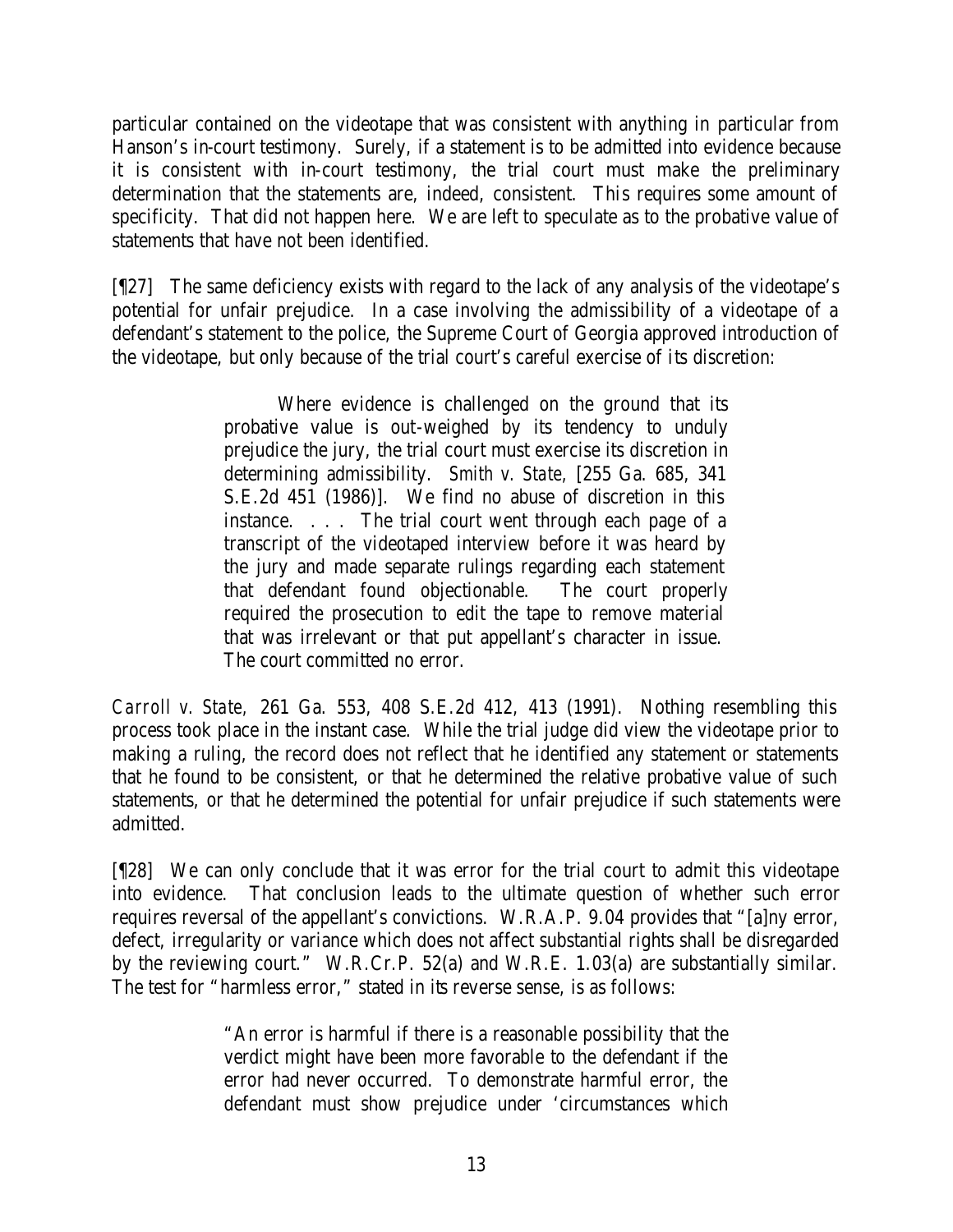particular contained on the videotape that was consistent with anything in particular from Hanson's in-court testimony. Surely, if a statement is to be admitted into evidence because it is consistent with in-court testimony, the trial court must make the preliminary determination that the statements are, indeed, consistent. This requires some amount of specificity. That did not happen here. We are left to speculate as to the probative value of statements that have not been identified.

[¶27] The same deficiency exists with regard to the lack of any analysis of the videotape's potential for unfair prejudice. In a case involving the admissibility of a videotape of a defendant's statement to the police, the Supreme Court of Georgia approved introduction of the videotape, but only because of the trial court's careful exercise of its discretion:

> Where evidence is challenged on the ground that its probative value is out-weighed by its tendency to unduly prejudice the jury, the trial court must exercise its discretion in determining admissibility. *Smith v. State*, [255 Ga. 685, 341 S.E.2d 451 (1986)]. We find no abuse of discretion in this instance. . . . The trial court went through each page of a transcript of the videotaped interview before it was heard by the jury and made separate rulings regarding each statement that defendant found objectionable. The court properly required the prosecution to edit the tape to remove material that was irrelevant or that put appellant's character in issue. The court committed no error.

*Carroll v. State*, 261 Ga. 553, 408 S.E.2d 412, 413 (1991). Nothing resembling this process took place in the instant case. While the trial judge did view the videotape prior to making a ruling, the record does not reflect that he identified any statement or statements that he found to be consistent, or that he determined the relative probative value of such statements, or that he determined the potential for unfair prejudice if such statements were admitted.

[¶28] We can only conclude that it was error for the trial court to admit this videotape into evidence. That conclusion leads to the ultimate question of whether such error requires reversal of the appellant's convictions. W.R.A.P. 9.04 provides that "[a]ny error, defect, irregularity or variance which does not affect substantial rights shall be disregarded by the reviewing court." W.R.Cr.P. 52(a) and W.R.E. 1.03(a) are substantially similar. The test for "harmless error," stated in its reverse sense, is as follows:

> "An error is harmful if there is a reasonable possibility that the verdict might have been more favorable to the defendant if the error had never occurred. To demonstrate harmful error, the defendant must show prejudice under 'circumstances which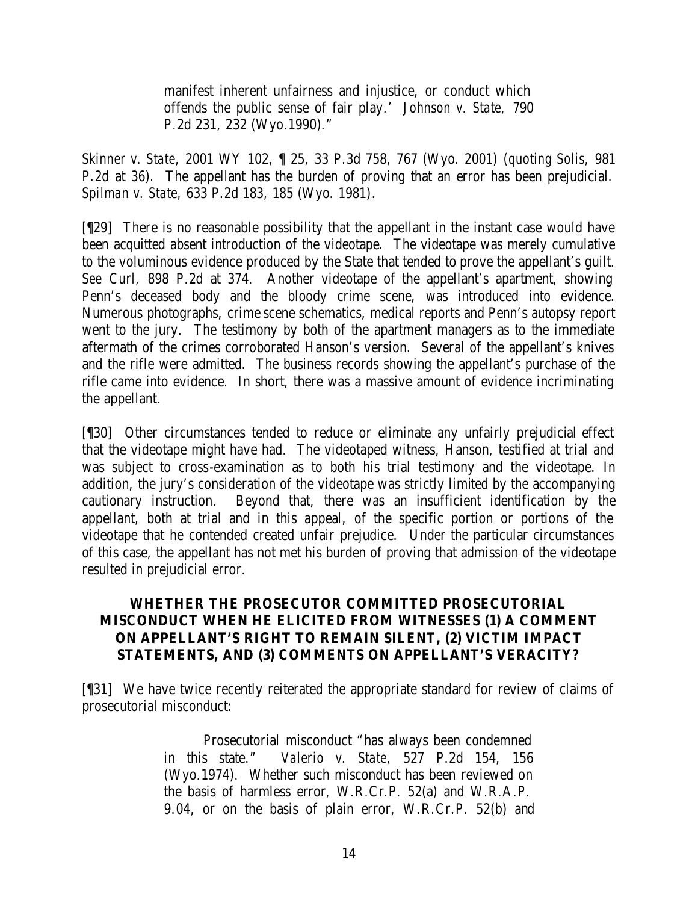> manifest inherent unfairness and injustice, or conduct which offends the public sense of fair play.' *Johnson v. State*, 790 P.2d 231, 232 (Wyo.1990)."

*Skinner v. State*, 2001 WY 102, ¶ 25, 33 P.3d 758, 767 (Wyo. 2001) (*quoting Solis*, 981 P.2d at 36). The appellant has the burden of proving that an error has been prejudicial. *Spilman v. State*, 633 P.2d 183, 185 (Wyo. 1981).

[¶29] There is no reasonable possibility that the appellant in the instant case would have been acquitted absent introduction of the videotape. The videotape was merely cumulative to the voluminous evidence produced by the State that tended to prove the appellant's guilt. *See Curl*, 898 P.2d at 374. Another videotape of the appellant's apartment, showing Penn's deceased body and the bloody crime scene, was introduced into evidence. Numerous photographs, crime scene schematics, medical reports and Penn's autopsy report went to the jury. The testimony by both of the apartment managers as to the immediate aftermath of the crimes corroborated Hanson's version. Several of the appellant's knives and the rifle were admitted. The business records showing the appellant's purchase of the rifle came into evidence. In short, there was a massive amount of evidence incriminating the appellant.

[¶30] Other circumstances tended to reduce or eliminate any unfairly prejudicial effect that the videotape might have had. The videotaped witness, Hanson, testified at trial and was subject to cross-examination as to both his trial testimony and the videotape. In addition, the jury's consideration of the videotape was strictly limited by the accompanying cautionary instruction. Beyond that, there was an insufficient identification by the appellant, both at trial and in this appeal, of the specific portion or portions of the videotape that he contended created unfair prejudice. Under the particular circumstances of this case, the appellant has not met his burden of proving that admission of the videotape resulted in prejudicial error.

## WHETHER THE PROSECUTOR COMMITTED PROSECUTORIAL MISCONDUCT WHEN HE ELICITED FROM WITNESSES (1) A COMMENT ON APPELLANT'S RIGHT TO REMAIN SILENT, (2) VICTIM IMPACT STATEMENTS, AND (3) COMMENTS ON APPELLANT'S VERACITY?

[¶31] We have twice recently reiterated the appropriate standard for review of claims of prosecutorial misconduct:

> Prosecutorial misconduct "has always been condemned in this state." *Valerio v. State*, 527 P.2d 154, 156 (Wyo.1974). Whether such misconduct has been reviewed on the basis of harmless error, W.R.Cr.P. 52(a) and W.R.A.P. 9.04, or on the basis of plain error, W.R.Cr.P. 52(b) and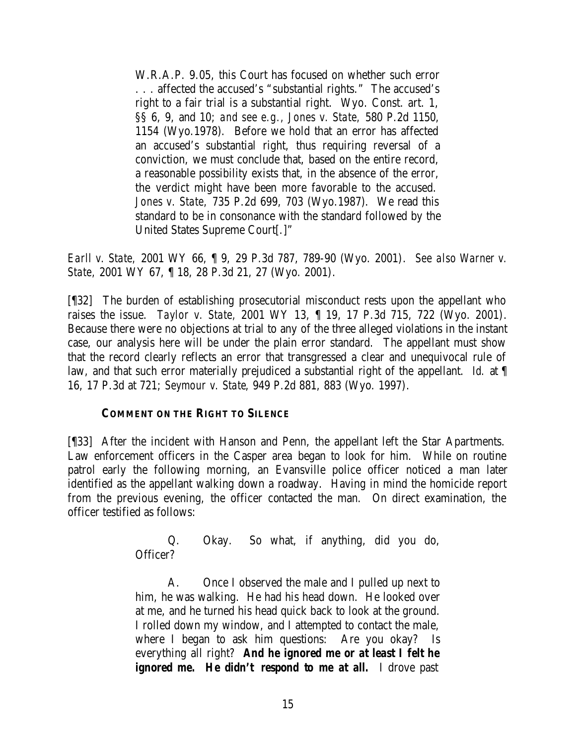> W.R.A.P. 9.05, this Court has focused on whether such error . . . affected the accused's "substantial rights." The accused's right to a fair trial is a substantial right. Wyo. Const. art. 1, §§ 6, 9, and 10; *and see e.g., Jones v. State*, 580 P.2d 1150, 1154 (Wyo.1978). Before we hold that an error has affected an accused's substantial right, thus requiring reversal of a conviction, we must conclude that, based on the entire record, a reasonable possibility exists that, in the absence of the error, the verdict might have been more favorable to the accused. *Jones v. State*, 735 P.2d 699, 703 (Wyo.1987). We read this standard to be in consonance with the standard followed by the United States Supreme Court[.]"

*Earll v. State*, 2001 WY 66, ¶ 9, 29 P.3d 787, 789-90 (Wyo. 2001). *See also Warner v. State*, 2001 WY 67, ¶ 18, 28 P.3d 21, 27 (Wyo. 2001).

[¶32] The burden of establishing prosecutorial misconduct rests upon the appellant who raises the issue. *Taylor v. State*, 2001 WY 13, ¶ 19, 17 P.3d 715, 722 (Wyo. 2001). Because there were no objections at trial to any of the three alleged violations in the instant case, our analysis here will be under the plain error standard. The appellant must show that the record clearly reflects an error that transgressed a clear and unequivocal rule of law, and that such error materially prejudiced a substantial right of the appellant. *Id.* at ¶ 16, 17 P.3d at 721; *Seymour v. State*, 949 P.2d 881, 883 (Wyo. 1997).

**COMMENT ON THE RIGHT TO SILENCE**

[¶33] After the incident with Hanson and Penn, the appellant left the Star Apartments. Law enforcement officers in the Casper area began to look for him. While on routine patrol early the following morning, an Evansville police officer noticed a man later identified as the appellant walking down a roadway. Having in mind the homicide report from the previous evening, the officer contacted the man. On direct examination, the officer testified as follows:

> Q. Okay. So what, if anything, did you do, Officer?
>
> A. Once I observed the male and I pulled up next to him, he was walking. He had his head down. He looked over at me, and he turned his head quick back to look at the ground. I rolled down my window, and I attempted to contact the male, where I began to ask him questions: Are you okay? Is everything all right? **And he ignored me or at least I felt he ignored me. He didn't respond to me at all.** I drove past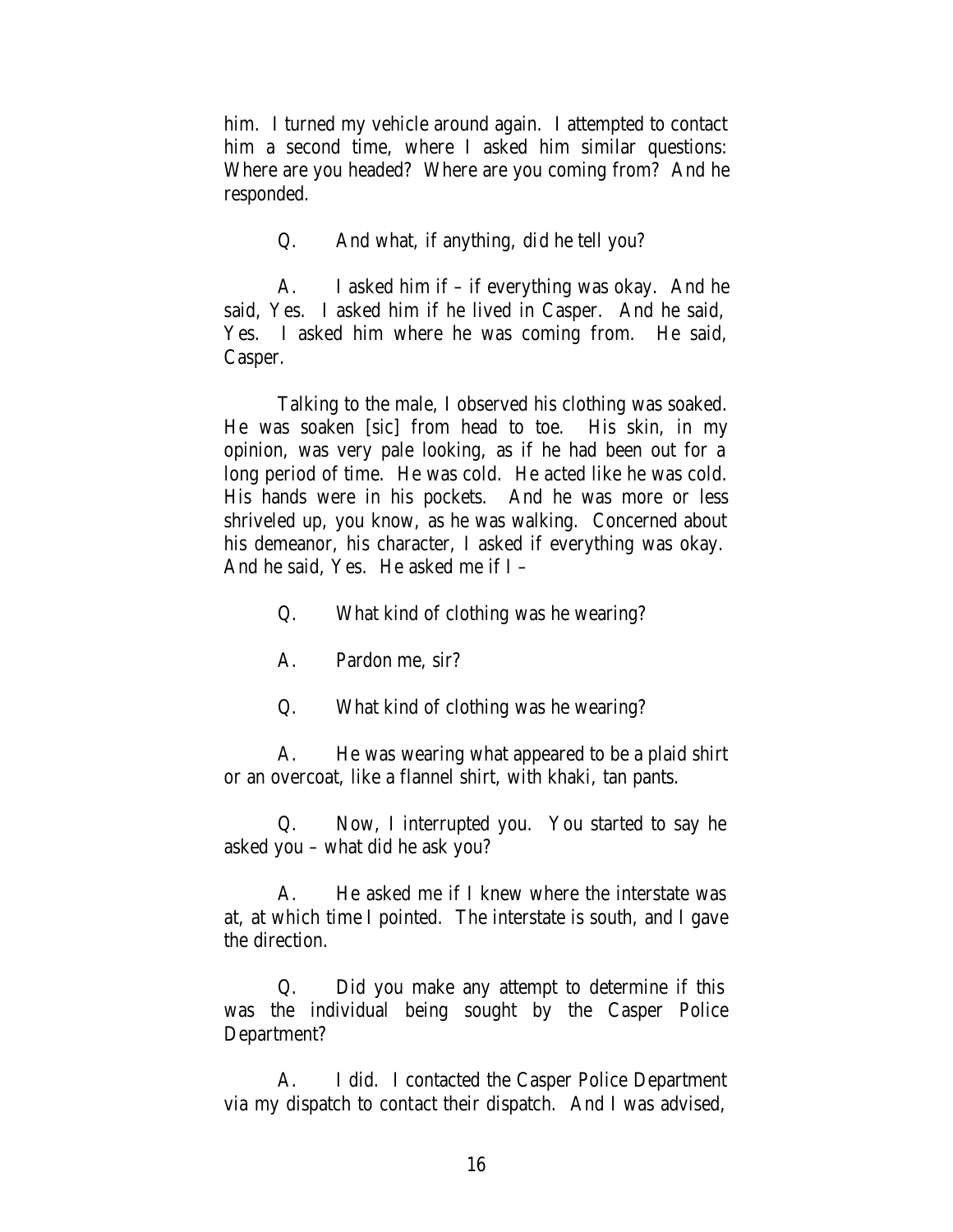him. I turned my vehicle around again. I attempted to contact him a second time, where I asked him similar questions: Where are you headed? Where are you coming from? And he responded.

Q. And what, if anything, did he tell you?

A. I asked him if – if everything was okay. And he said, Yes. I asked him if he lived in Casper. And he said, Yes. I asked him where he was coming from. He said, Casper.

Talking to the male, I observed his clothing was soaked. He was soaken [sic] from head to toe. His skin, in my opinion, was very pale looking, as if he had been out for a long period of time. He was cold. He acted like he was cold. His hands were in his pockets. And he was more or less shriveled up, you know, as he was walking. Concerned about his demeanor, his character, I asked if everything was okay. And he said, Yes. He asked me if I –

Q. What kind of clothing was he wearing?

A. Pardon me, sir?

Q. What kind of clothing was he wearing?

A. He was wearing what appeared to be a plaid shirt or an overcoat, like a flannel shirt, with khaki, tan pants.

Q. Now, I interrupted you. You started to say he asked you – what did he ask you?

A. He asked me if I knew where the interstate was at, at which time I pointed. The interstate is south, and I gave the direction.

Q. Did you make any attempt to determine if this was the individual being sought by the Casper Police Department?

A. I did. I contacted the Casper Police Department via my dispatch to contact their dispatch. And I was advised,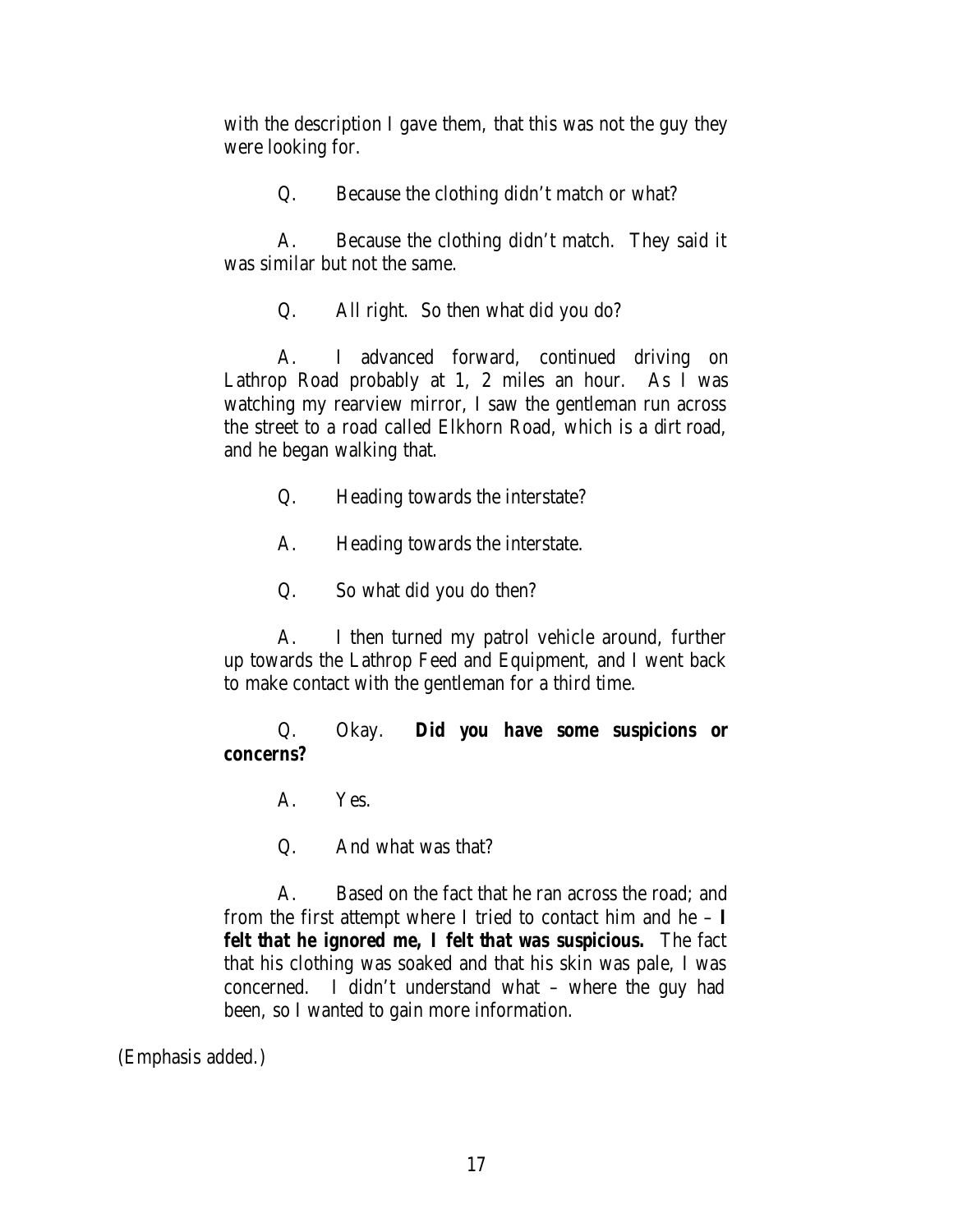with the description I gave them, that this was not the guy they were looking for.

Q. Because the clothing didn't match or what?

A. Because the clothing didn't match. They said it was similar but not the same.

Q. All right. So then what did you do?

A. I advanced forward, continued driving on Lathrop Road probably at 1, 2 miles an hour. As I was watching my rearview mirror, I saw the gentleman run across the street to a road called Elkhorn Road, which is a dirt road, and he began walking that.

Q. Heading towards the interstate?

A. Heading towards the interstate.

Q. So what did you do then?

A. I then turned my patrol vehicle around, further up towards the Lathrop Feed and Equipment, and I went back to make contact with the gentleman for a third time.

Q. Okay. **Did you have some suspicions or concerns?**

A. Yes.

Q. And what was that?

A. Based on the fact that he ran across the road; and from the first attempt where I tried to contact him and he – **I felt that he ignored me, I felt that was suspicious.** The fact that his clothing was soaked and that his skin was pale, I was concerned. I didn't understand what – where the guy had been, so I wanted to gain more information.

(Emphasis added.)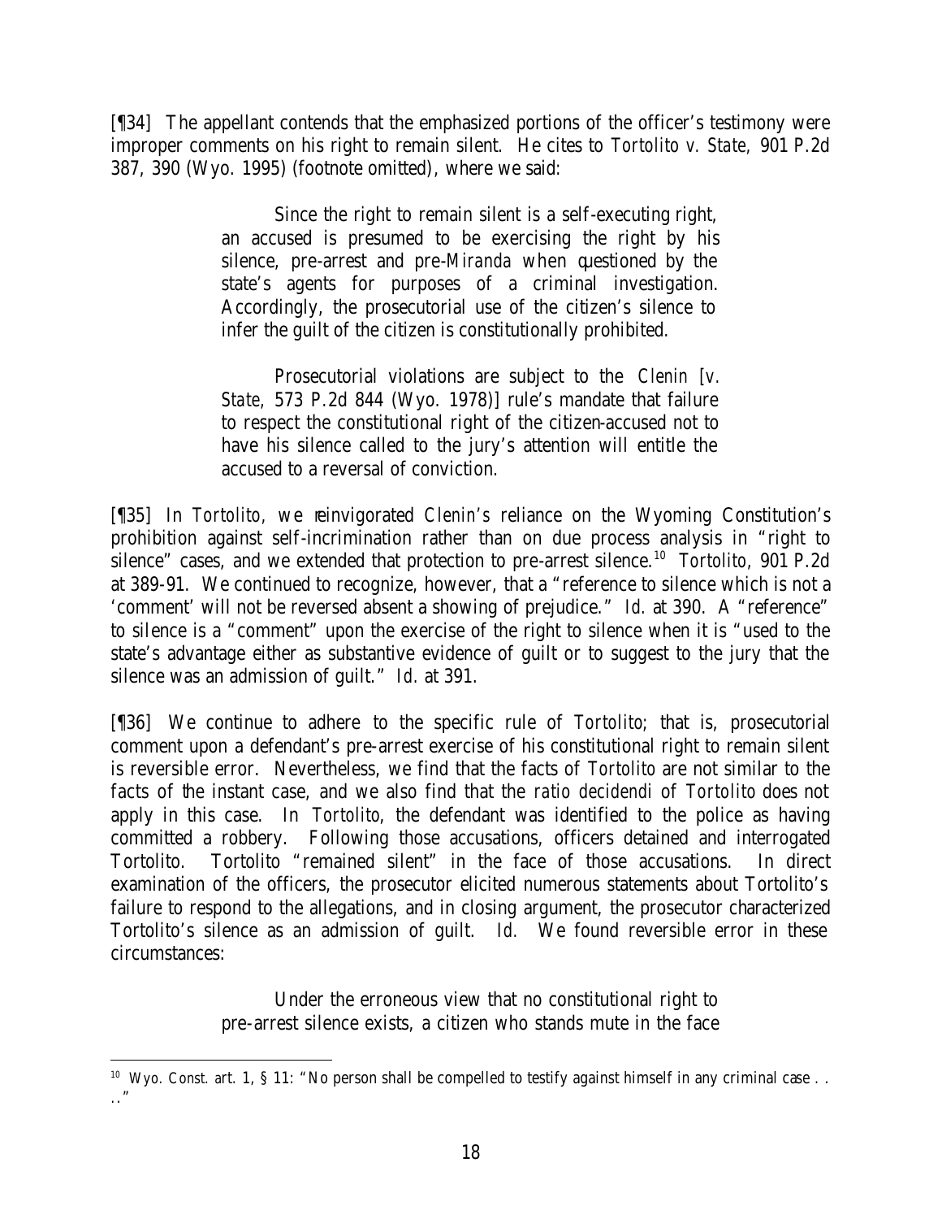[¶34] The appellant contends that the emphasized portions of the officer's testimony were improper comments on his right to remain silent. He cites to *Tortolito v. State*, 901 P.2d 387, 390 (Wyo. 1995) (footnote omitted), where we said:

> Since the right to remain silent is a self-executing right, an accused is presumed to be exercising the right by his silence, pre-arrest and pre-*Miranda* when questioned by the state's agents for purposes of a criminal investigation. Accordingly, the prosecutorial use of the citizen's silence to infer the guilt of the citizen is constitutionally prohibited.
>
> Prosecutorial violations are subject to the *Clenin* [*v. State*, 573 P.2d 844 (Wyo. 1978)] rule's mandate that failure to respect the constitutional right of the citizen-accused not to have his silence called to the jury's attention will entitle the accused to a reversal of conviction.

[¶35] In *Tortolito*, we reinvigorated *Clenin's* reliance on the Wyoming Constitution's prohibition against self-incrimination rather than on due process analysis in "right to silence" cases, and we extended that protection to pre-arrest silence.[10] *Tortolito*, 901 P.2d at 389-91. We continued to recognize, however, that a "reference to silence which is not a 'comment' will not be reversed absent a showing of prejudice." *Id.* at 390. A "reference" to silence is a "comment" upon the exercise of the right to silence when it is "used to the state's advantage either as substantive evidence of guilt or to suggest to the jury that the silence was an admission of guilt." *Id.* at 391.

[¶36] We continue to adhere to the specific rule of *Tortolito*; that is, prosecutorial comment upon a defendant's pre-arrest exercise of his constitutional right to remain silent is reversible error. Nevertheless, we find that the facts of *Tortolito* are not similar to the facts of the instant case, and we also find that the *ratio decidendi* of *Tortolito* does not apply in this case. In *Tortolito*, the defendant was identified to the police as having committed a robbery. Following those accusations, officers detained and interrogated Tortolito. Tortolito "remained silent" in the face of those accusations. In direct examination of the officers, the prosecutor elicited numerous statements about Tortolito's failure to respond to the allegations, and in closing argument, the prosecutor characterized Tortolito's silence as an admission of guilt. *Id.* We found reversible error in these circumstances:

> Under the erroneous view that no constitutional right to pre-arrest silence exists, a citizen who stands mute in the face

---

[10] Wyo. Const. art. 1, § 11: "No person shall be compelled to testify against himself in any criminal case . . . ."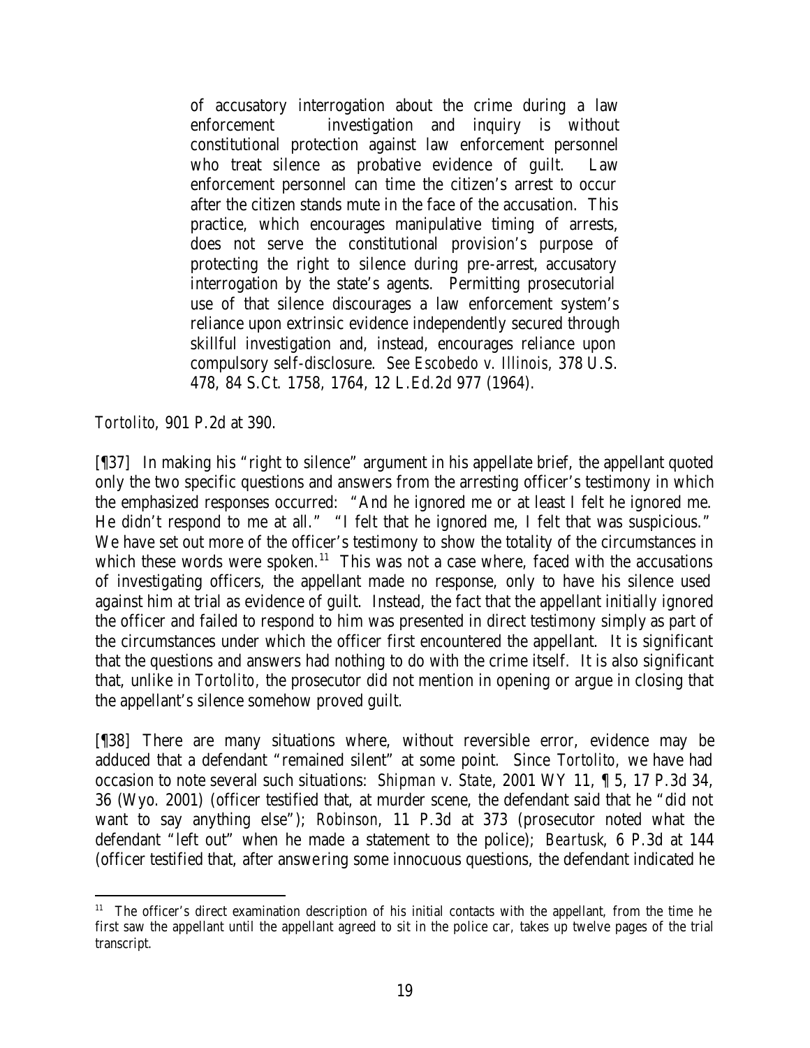> of accusatory interrogation about the crime during a law enforcement investigation and inquiry is without constitutional protection against law enforcement personnel who treat silence as probative evidence of guilt. Law enforcement personnel can time the citizen's arrest to occur after the citizen stands mute in the face of the accusation. This practice, which encourages manipulative timing of arrests, does not serve the constitutional provision's purpose of protecting the right to silence during pre-arrest, accusatory interrogation by the state's agents. Permitting prosecutorial use of that silence discourages a law enforcement system's reliance upon extrinsic evidence independently secured through skillful investigation and, instead, encourages reliance upon compulsory self-disclosure. *See Escobedo v. Illinois,* 378 U.S. 478, 84 S.Ct. 1758, 1764, 12 L.Ed.2d 977 (1964).

*Tortolito*, 901 P.2d at 390.

[¶37] In making his "right to silence" argument in his appellate brief, the appellant quoted only the two specific questions and answers from the arresting officer's testimony in which the emphasized responses occurred: "And he ignored me or at least I felt he ignored me. He didn't respond to me at all." "I felt that he ignored me, I felt that was suspicious." We have set out more of the officer's testimony to show the totality of the circumstances in which these words were spoken.[11] This was not a case where, faced with the accusations of investigating officers, the appellant made no response, only to have his silence used against him at trial as evidence of guilt. Instead, the fact that the appellant initially ignored the officer and failed to respond to him was presented in direct testimony simply as part of the circumstances under which the officer first encountered the appellant. It is significant that the questions and answers had nothing to do with the crime itself. It is also significant that, unlike in *Tortolito*, the prosecutor did not mention in opening or argue in closing that the appellant's silence somehow proved guilt.

[¶38] There are many situations where, without reversible error, evidence may be adduced that a defendant "remained silent" at some point. Since *Tortolito*, we have had occasion to note several such situations: *Shipman v. State*, 2001 WY 11, ¶ 5, 17 P.3d 34, 36 (Wyo. 2001) (officer testified that, at murder scene, the defendant said that he "did not want to say anything else"); *Robinson*, 11 P.3d at 373 (prosecutor noted what the defendant "left out" when he made a statement to the police); *Beartusk*, 6 P.3d at 144 (officer testified that, after answering some innocuous questions, the defendant indicated he

---

[11] The officer's direct examination description of his initial contacts with the appellant, from the time he first saw the appellant until the appellant agreed to sit in the police car, takes up twelve pages of the trial transcript.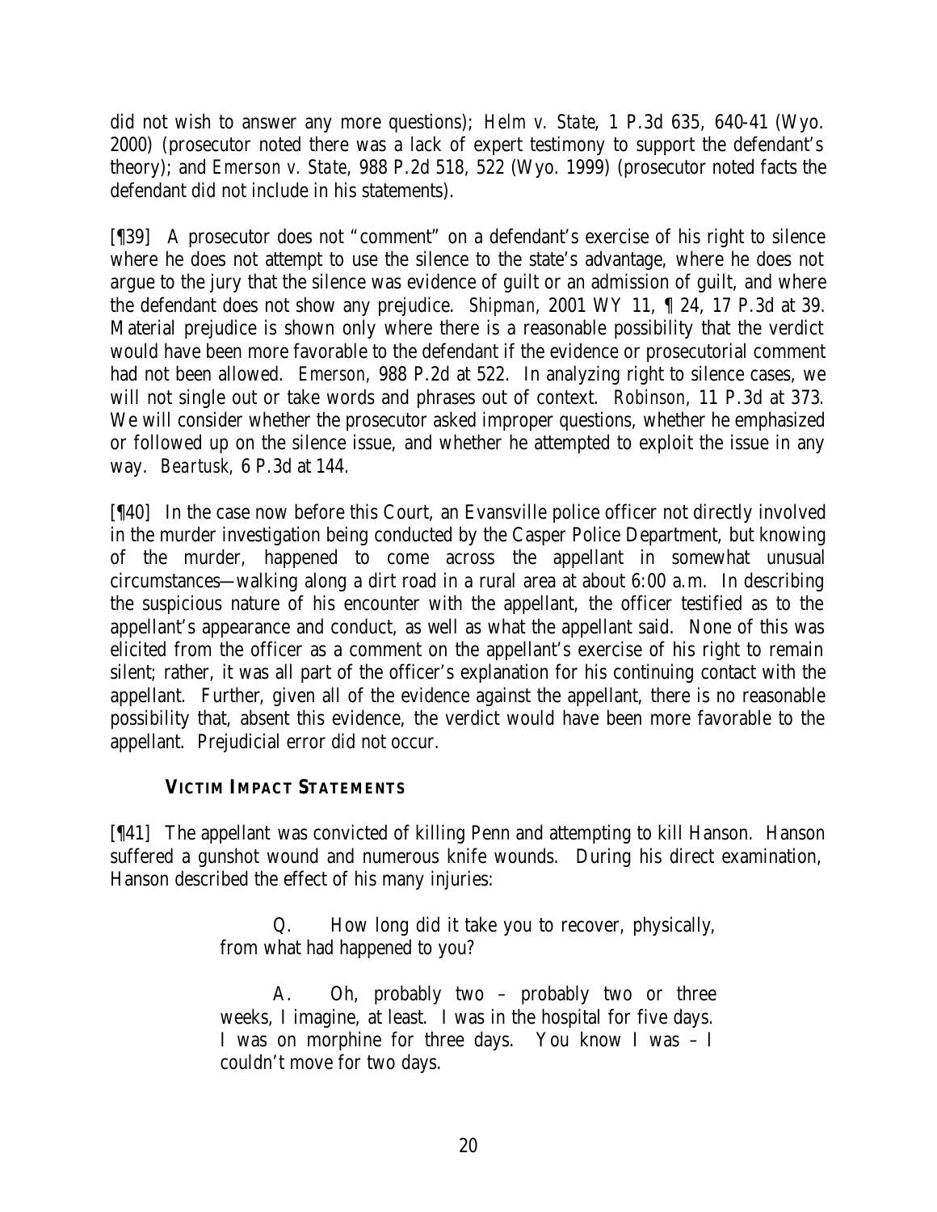did not wish to answer any more questions); *Helm v. State*, 1 P.3d 635, 640-41 (Wyo. 2000) (prosecutor noted there was a lack of expert testimony to support the defendant's theory); and *Emerson v. State*, 988 P.2d 518, 522 (Wyo. 1999) (prosecutor noted facts the defendant did not include in his statements).

[¶39] A prosecutor does not "comment" on a defendant's exercise of his right to silence where he does not attempt to use the silence to the state's advantage, where he does not argue to the jury that the silence was evidence of guilt or an admission of guilt, and where the defendant does not show any prejudice. *Shipman*, 2001 WY 11, ¶ 24, 17 P.3d at 39. Material prejudice is shown only where there is a reasonable possibility that the verdict would have been more favorable to the defendant if the evidence or prosecutorial comment had not been allowed. *Emerson*, 988 P.2d at 522. In analyzing right to silence cases, we will not single out or take words and phrases out of context. *Robinson*, 11 P.3d at 373. We will consider whether the prosecutor asked improper questions, whether he emphasized or followed up on the silence issue, and whether he attempted to exploit the issue in any way. *Beartusk*, 6 P.3d at 144.

[¶40] In the case now before this Court, an Evansville police officer not directly involved in the murder investigation being conducted by the Casper Police Department, but knowing of the murder, happened to come across the appellant in somewhat unusual circumstances—walking along a dirt road in a rural area at about 6:00 a.m. In describing the suspicious nature of his encounter with the appellant, the officer testified as to the appellant's appearance and conduct, as well as what the appellant said. None of this was elicited from the officer as a comment on the appellant's exercise of his right to remain silent; rather, it was all part of the officer's explanation for his continuing contact with the appellant. Further, given all of the evidence against the appellant, there is no reasonable possibility that, absent this evidence, the verdict would have been more favorable to the appellant. Prejudicial error did not occur.

**VICTIM IMPACT STATEMENTS**

[¶41] The appellant was convicted of killing Penn and attempting to kill Hanson. Hanson suffered a gunshot wound and numerous knife wounds. During his direct examination, Hanson described the effect of his many injuries:

> Q. How long did it take you to recover, physically, from what had happened to you?
>
> A. Oh, probably two – probably two or three weeks, I imagine, at least. I was in the hospital for five days. I was on morphine for three days. You know I was – I couldn't move for two days.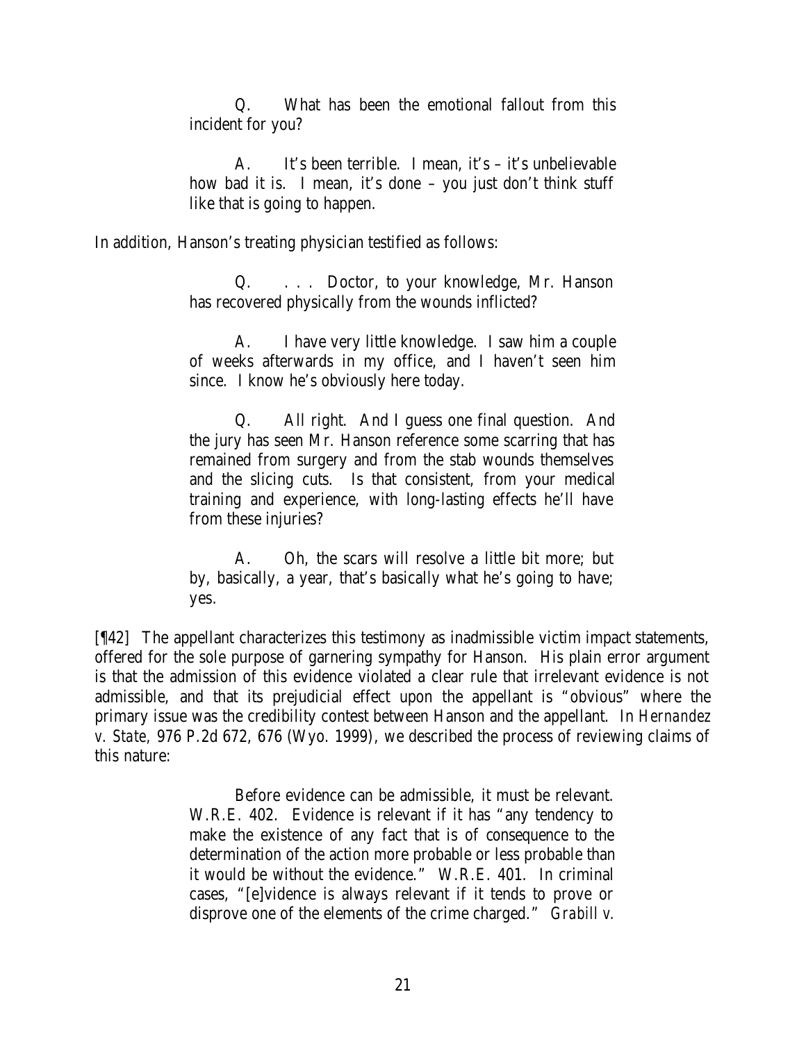> Q. What has been the emotional fallout from this incident for you?
>
> A. It's been terrible. I mean, it's – it's unbelievable how bad it is. I mean, it's done – you just don't think stuff like that is going to happen.

In addition, Hanson's treating physician testified as follows:

> Q. . . . Doctor, to your knowledge, Mr. Hanson has recovered physically from the wounds inflicted?
>
> A. I have very little knowledge. I saw him a couple of weeks afterwards in my office, and I haven't seen him since. I know he's obviously here today.
>
> Q. All right. And I guess one final question. And the jury has seen Mr. Hanson reference some scarring that has remained from surgery and from the stab wounds themselves and the slicing cuts. Is that consistent, from your medical training and experience, with long-lasting effects he'll have from these injuries?
>
> A. Oh, the scars will resolve a little bit more; but by, basically, a year, that's basically what he's going to have; yes.

[¶42] The appellant characterizes this testimony as inadmissible victim impact statements, offered for the sole purpose of garnering sympathy for Hanson. His plain error argument is that the admission of this evidence violated a clear rule that irrelevant evidence is not admissible, and that its prejudicial effect upon the appellant is "obvious" where the primary issue was the credibility contest between Hanson and the appellant. In *Hernandez v. State*, 976 P.2d 672, 676 (Wyo. 1999), we described the process of reviewing claims of this nature:

> Before evidence can be admissible, it must be relevant. W.R.E. 402. Evidence is relevant if it has "any tendency to make the existence of any fact that is of consequence to the determination of the action more probable or less probable than it would be without the evidence." W.R.E. 401. In criminal cases, "[e]vidence is always relevant if it tends to prove or disprove one of the elements of the crime charged." *Grabill v.*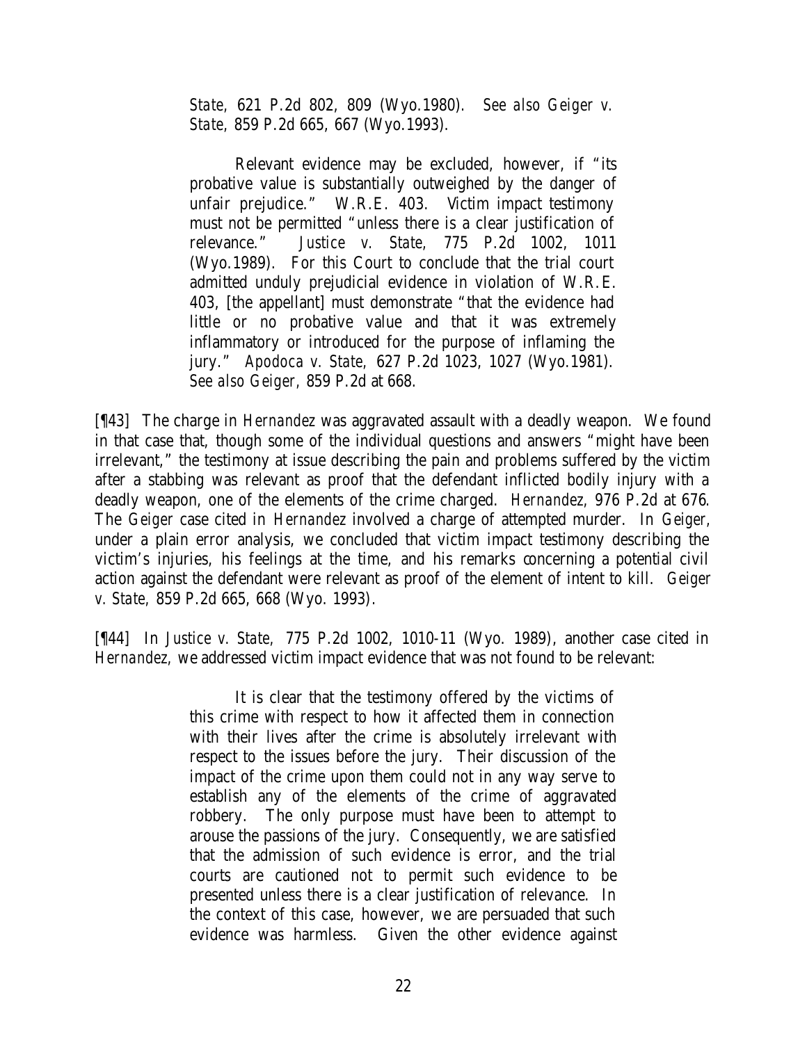> *State*, 621 P.2d 802, 809 (Wyo.1980). *See also Geiger v. State*, 859 P.2d 665, 667 (Wyo.1993).
>
> Relevant evidence may be excluded, however, if "its probative value is substantially outweighed by the danger of unfair prejudice." W.R.E. 403. Victim impact testimony must not be permitted "unless there is a clear justification of relevance." *Justice v. State*, 775 P.2d 1002, 1011 (Wyo.1989). For this Court to conclude that the trial court admitted unduly prejudicial evidence in violation of W.R.E. 403, [the appellant] must demonstrate "that the evidence had little or no probative value and that it was extremely inflammatory or introduced for the purpose of inflaming the jury." *Apodoca v. State*, 627 P.2d 1023, 1027 (Wyo.1981). *See also Geiger*, 859 P.2d at 668.

[¶43] The charge in *Hernandez* was aggravated assault with a deadly weapon. We found in that case that, though some of the individual questions and answers "might have been irrelevant," the testimony at issue describing the pain and problems suffered by the victim after a stabbing was relevant as proof that the defendant inflicted bodily injury with a deadly weapon, one of the elements of the crime charged. *Hernandez*, 976 P.2d at 676. The *Geiger* case cited in *Hernandez* involved a charge of attempted murder. In *Geiger*, under a plain error analysis, we concluded that victim impact testimony describing the victim's injuries, his feelings at the time, and his remarks concerning a potential civil action against the defendant were relevant as proof of the element of intent to kill. *Geiger v. State*, 859 P.2d 665, 668 (Wyo. 1993).

[¶44] In *Justice v. State*, 775 P.2d 1002, 1010-11 (Wyo. 1989), another case cited in *Hernandez*, we addressed victim impact evidence that was not found to be relevant:

> It is clear that the testimony offered by the victims of this crime with respect to how it affected them in connection with their lives after the crime is absolutely irrelevant with respect to the issues before the jury. Their discussion of the impact of the crime upon them could not in any way serve to establish any of the elements of the crime of aggravated robbery. The only purpose must have been to attempt to arouse the passions of the jury. Consequently, we are satisfied that the admission of such evidence is error, and the trial courts are cautioned not to permit such evidence to be presented unless there is a clear justification of relevance. In the context of this case, however, we are persuaded that such evidence was harmless. Given the other evidence against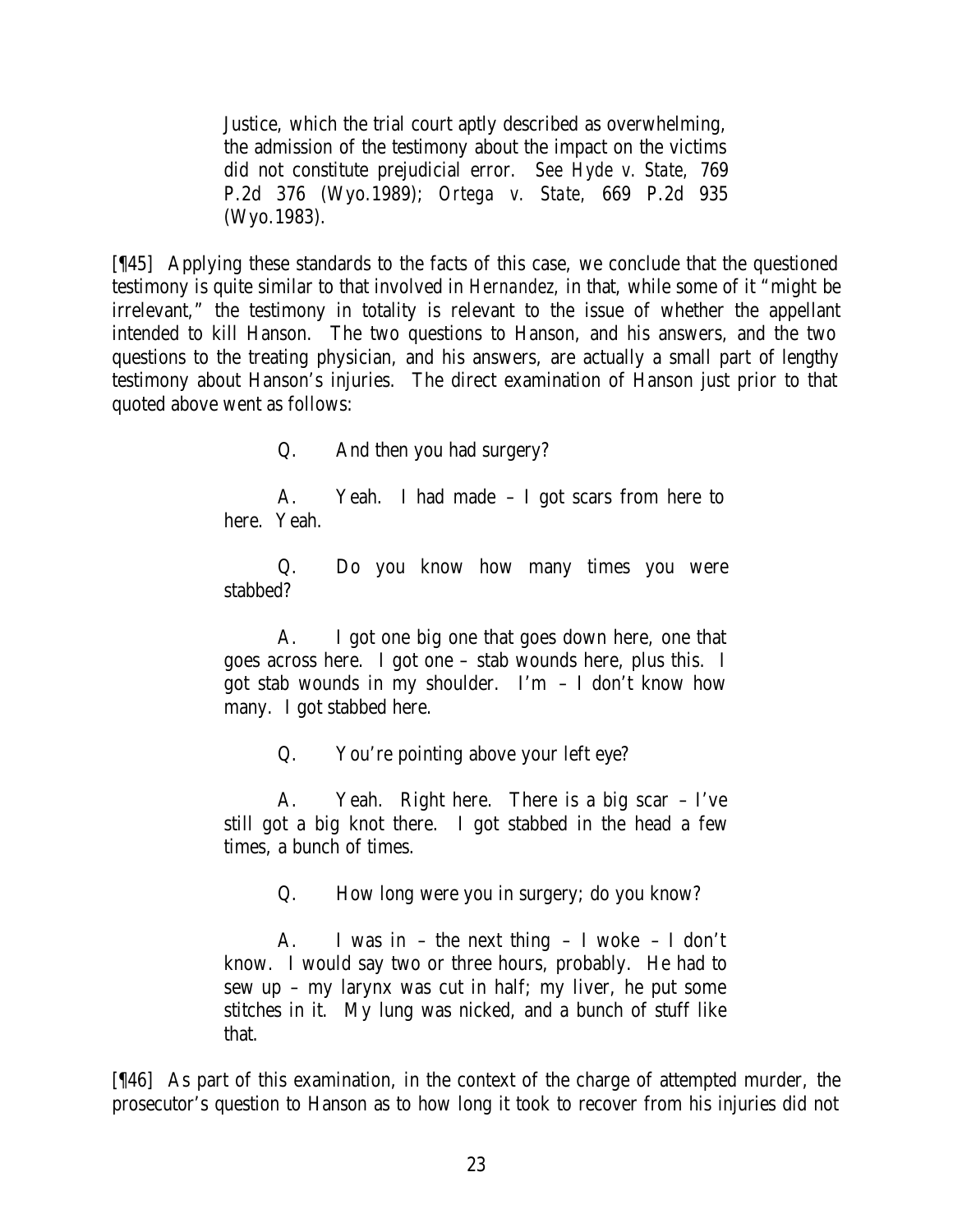> Justice, which the trial court aptly described as overwhelming, the admission of the testimony about the impact on the victims did not constitute prejudicial error. *See Hyde v. State,* 769 P.2d 376 (Wyo.1989); *Ortega v. State,* 669 P.2d 935 (Wyo.1983).

[¶45] Applying these standards to the facts of this case, we conclude that the questioned testimony is quite similar to that involved in *Hernandez*, in that, while some of it "might be irrelevant," the testimony in totality is relevant to the issue of whether the appellant intended to kill Hanson. The two questions to Hanson, and his answers, and the two questions to the treating physician, and his answers, are actually a small part of lengthy testimony about Hanson's injuries. The direct examination of Hanson just prior to that quoted above went as follows:

> Q. And then you had surgery?
>
> A. Yeah. I had made – I got scars from here to here. Yeah.
>
> Q. Do you know how many times you were stabbed?
>
> A. I got one big one that goes down here, one that goes across here. I got one – stab wounds here, plus this. I got stab wounds in my shoulder. I'm – I don't know how many. I got stabbed here.
>
> Q. You're pointing above your left eye?
>
> A. Yeah. Right here. There is a big scar – I've still got a big knot there. I got stabbed in the head a few times, a bunch of times.
>
> Q. How long were you in surgery; do you know?
>
> A. I was in – the next thing – I woke – I don't know. I would say two or three hours, probably. He had to sew up – my larynx was cut in half; my liver, he put some stitches in it. My lung was nicked, and a bunch of stuff like that.

[¶46] As part of this examination, in the context of the charge of attempted murder, the prosecutor's question to Hanson as to how long it took to recover from his injuries did not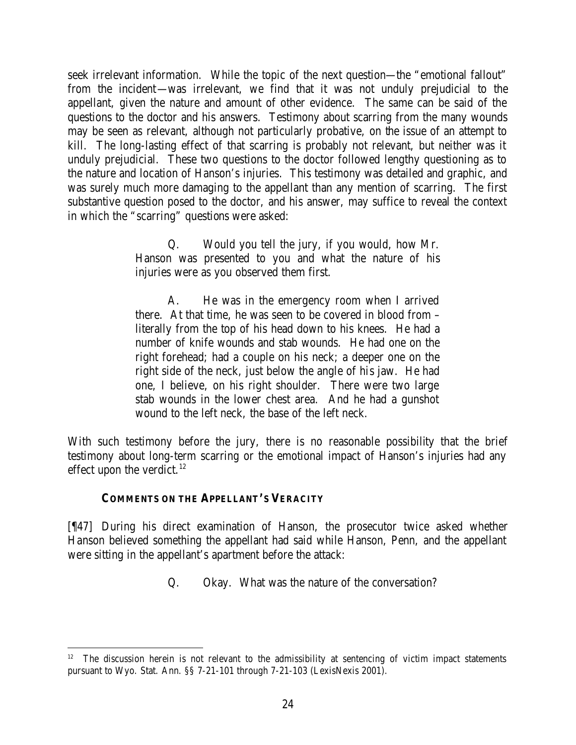seek irrelevant information. While the topic of the next question—the "emotional fallout" from the incident—was irrelevant, we find that it was not unduly prejudicial to the appellant, given the nature and amount of other evidence. The same can be said of the questions to the doctor and his answers. Testimony about scarring from the many wounds may be seen as relevant, although not particularly probative, on the issue of an attempt to kill. The long-lasting effect of that scarring is probably not relevant, but neither was it unduly prejudicial. These two questions to the doctor followed lengthy questioning as to the nature and location of Hanson's injuries. This testimony was detailed and graphic, and was surely much more damaging to the appellant than any mention of scarring. The first substantive question posed to the doctor, and his answer, may suffice to reveal the context in which the "scarring" questions were asked:

> Q. Would you tell the jury, if you would, how Mr. Hanson was presented to you and what the nature of his injuries were as you observed them first.
>
> A. He was in the emergency room when I arrived there. At that time, he was seen to be covered in blood from – literally from the top of his head down to his knees. He had a number of knife wounds and stab wounds. He had one on the right forehead; had a couple on his neck; a deeper one on the right side of the neck, just below the angle of his jaw. He had one, I believe, on his right shoulder. There were two large stab wounds in the lower chest area. And he had a gunshot wound to the left neck, the base of the left neck.

With such testimony before the jury, there is no reasonable possibility that the brief testimony about long-term scarring or the emotional impact of Hanson's injuries had any effect upon the verdict.[12]

### COMMENTS ON THE APPELLANT'S VERACITY

[¶47] During his direct examination of Hanson, the prosecutor twice asked whether Hanson believed something the appellant had said while Hanson, Penn, and the appellant were sitting in the appellant's apartment before the attack:

> Q. Okay. What was the nature of the conversation?

---

[12] The discussion herein is not relevant to the admissibility at sentencing of victim impact statements pursuant to Wyo. Stat. Ann. §§ 7-21-101 through 7-21-103 (LexisNexis 2001).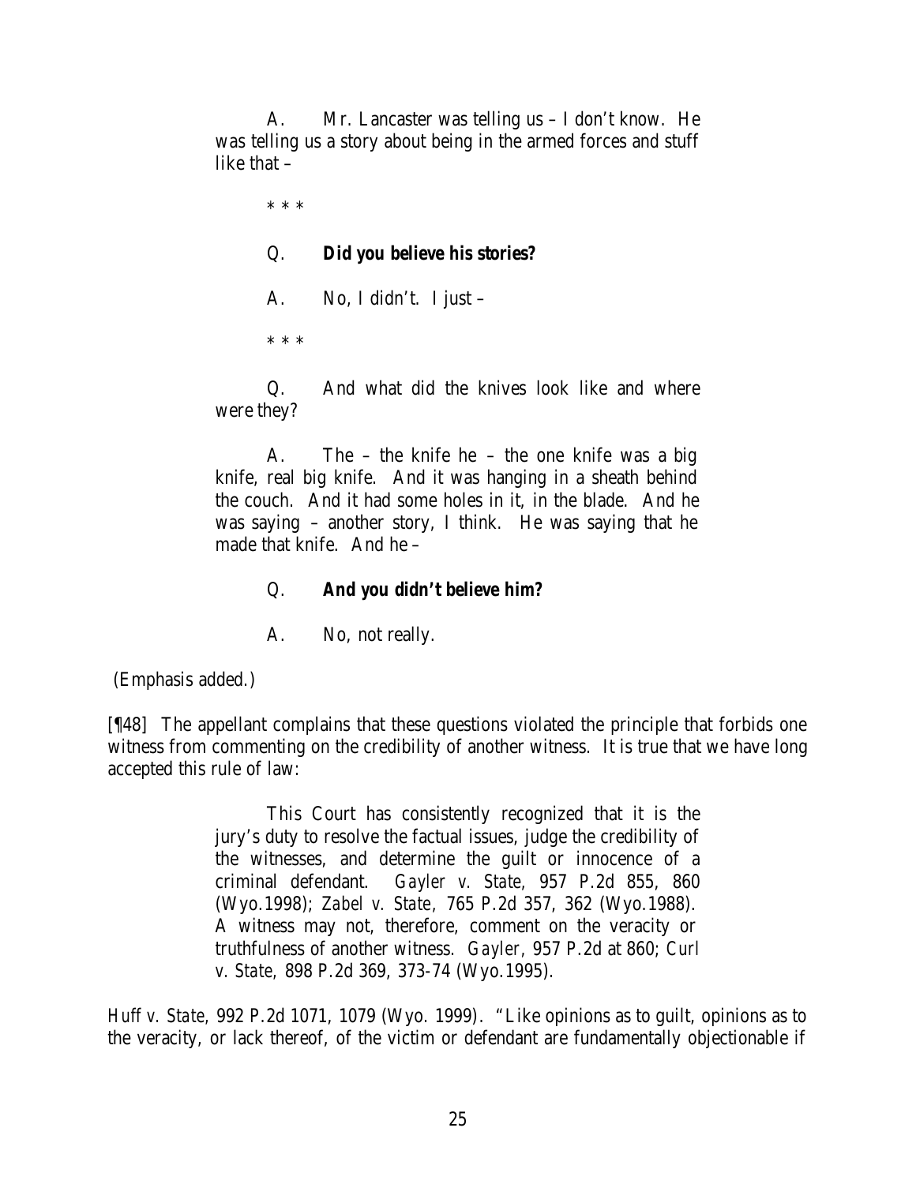> A. Mr. Lancaster was telling us – I don't know. He was telling us a story about being in the armed forces and stuff like that –
>
> * * *
>
> Q. **Did you believe his stories?**
>
> A. No, I didn't. I just –
>
> * * *
>
> Q. And what did the knives look like and where were they?
>
> A. The – the knife he – the one knife was a big knife, real big knife. And it was hanging in a sheath behind the couch. And it had some holes in it, in the blade. And he was saying – another story, I think. He was saying that he made that knife. And he –
>
> Q. **And you didn't believe him?**
>
> A. No, not really.

(Emphasis added.)

[¶48] The appellant complains that these questions violated the principle that forbids one witness from commenting on the credibility of another witness. It is true that we have long accepted this rule of law:

> This Court has consistently recognized that it is the jury's duty to resolve the factual issues, judge the credibility of the witnesses, and determine the guilt or innocence of a criminal defendant. *Gayler v. State,* 957 P.2d 855, 860 (Wyo.1998); *Zabel v. State,* 765 P.2d 357, 362 (Wyo.1988). A witness may not, therefore, comment on the veracity or truthfulness of another witness. *Gayler,* 957 P.2d at 860; *Curl v. State,* 898 P.2d 369, 373-74 (Wyo.1995).

*Huff v. State,* 992 P.2d 1071, 1079 (Wyo. 1999). "Like opinions as to guilt, opinions as to the veracity, or lack thereof, of the victim or defendant are fundamentally objectionable if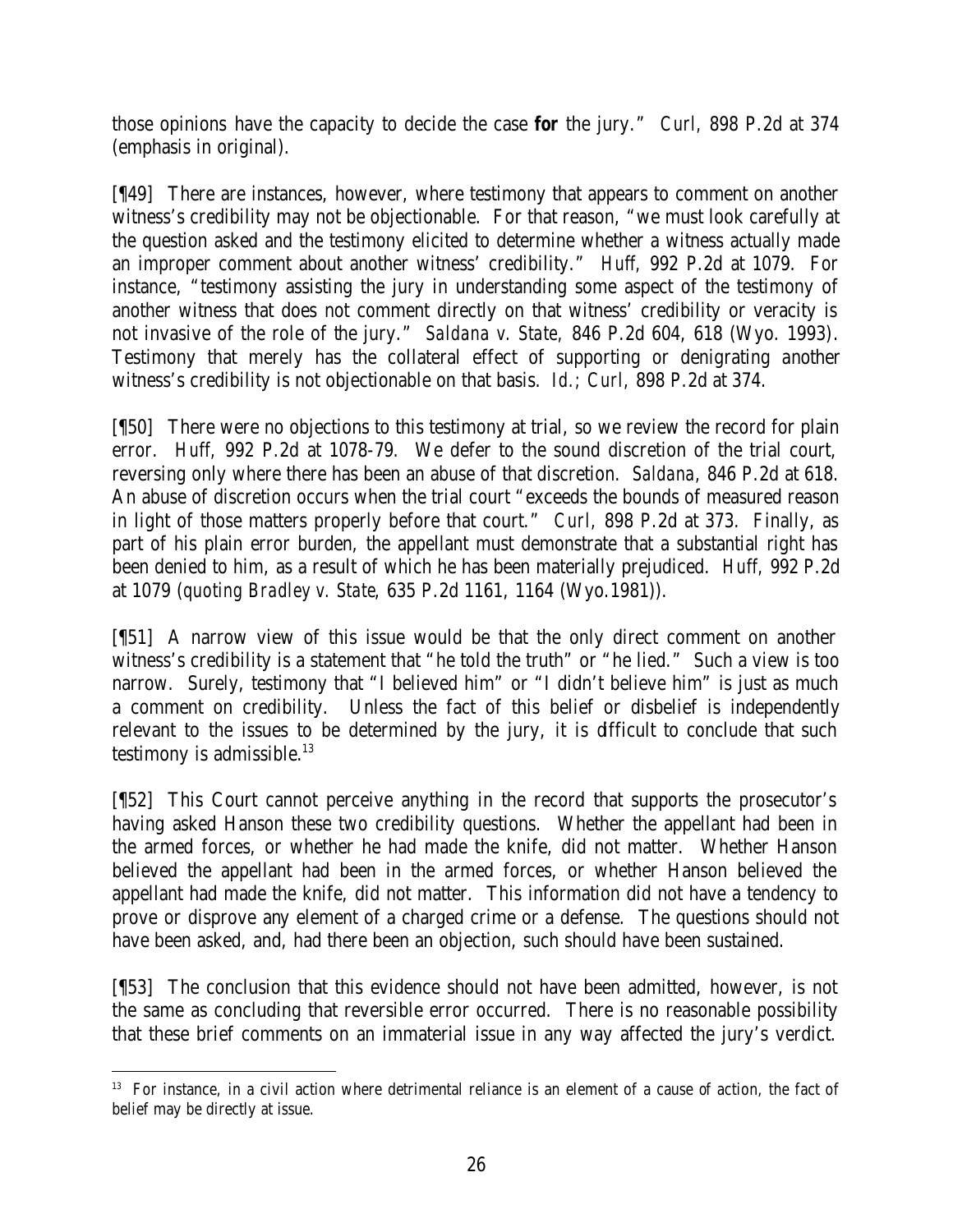those opinions have the capacity to decide the case **for** the jury." *Curl*, 898 P.2d at 374 (emphasis in original).

[¶49] There are instances, however, where testimony that appears to comment on another witness's credibility may not be objectionable. For that reason, "we must look carefully at the question asked and the testimony elicited to determine whether a witness actually made an improper comment about another witness' credibility." *Huff*, 992 P.2d at 1079. For instance, "testimony assisting the jury in understanding some aspect of the testimony of another witness that does not comment directly on that witness' credibility or veracity is not invasive of the role of the jury." *Saldana v. State*, 846 P.2d 604, 618 (Wyo. 1993). Testimony that merely has the collateral effect of supporting or denigrating another witness's credibility is not objectionable on that basis. *Id.*; *Curl*, 898 P.2d at 374.

[¶50] There were no objections to this testimony at trial, so we review the record for plain error. *Huff*, 992 P.2d at 1078-79. We defer to the sound discretion of the trial court, reversing only where there has been an abuse of that discretion. *Saldana*, 846 P.2d at 618. An abuse of discretion occurs when the trial court "exceeds the bounds of measured reason in light of those matters properly before that court." *Curl*, 898 P.2d at 373. Finally, as part of his plain error burden, the appellant must demonstrate that a substantial right has been denied to him, as a result of which he has been materially prejudiced. *Huff*, 992 P.2d at 1079 (*quoting Bradley v. State*, 635 P.2d 1161, 1164 (Wyo.1981)).

[¶51] A narrow view of this issue would be that the only direct comment on another witness's credibility is a statement that "he told the truth" or "he lied." Such a view is too narrow. Surely, testimony that "I believed him" or "I didn't believe him" is just as much a comment on credibility. Unless the fact of this belief or disbelief is independently relevant to the issues to be determined by the jury, it is difficult to conclude that such testimony is admissible.[13]

[¶52] This Court cannot perceive anything in the record that supports the prosecutor's having asked Hanson these two credibility questions. Whether the appellant had been in the armed forces, or whether he had made the knife, did not matter. Whether Hanson believed the appellant had been in the armed forces, or whether Hanson believed the appellant had made the knife, did not matter. This information did not have a tendency to prove or disprove any element of a charged crime or a defense. The questions should not have been asked, and, had there been an objection, such should have been sustained.

[¶53] The conclusion that this evidence should not have been admitted, however, is not the same as concluding that reversible error occurred. There is no reasonable possibility that these brief comments on an immaterial issue in any way affected the jury's verdict.

---

[13] For instance, in a civil action where detrimental reliance is an element of a cause of action, the fact of belief may be directly at issue.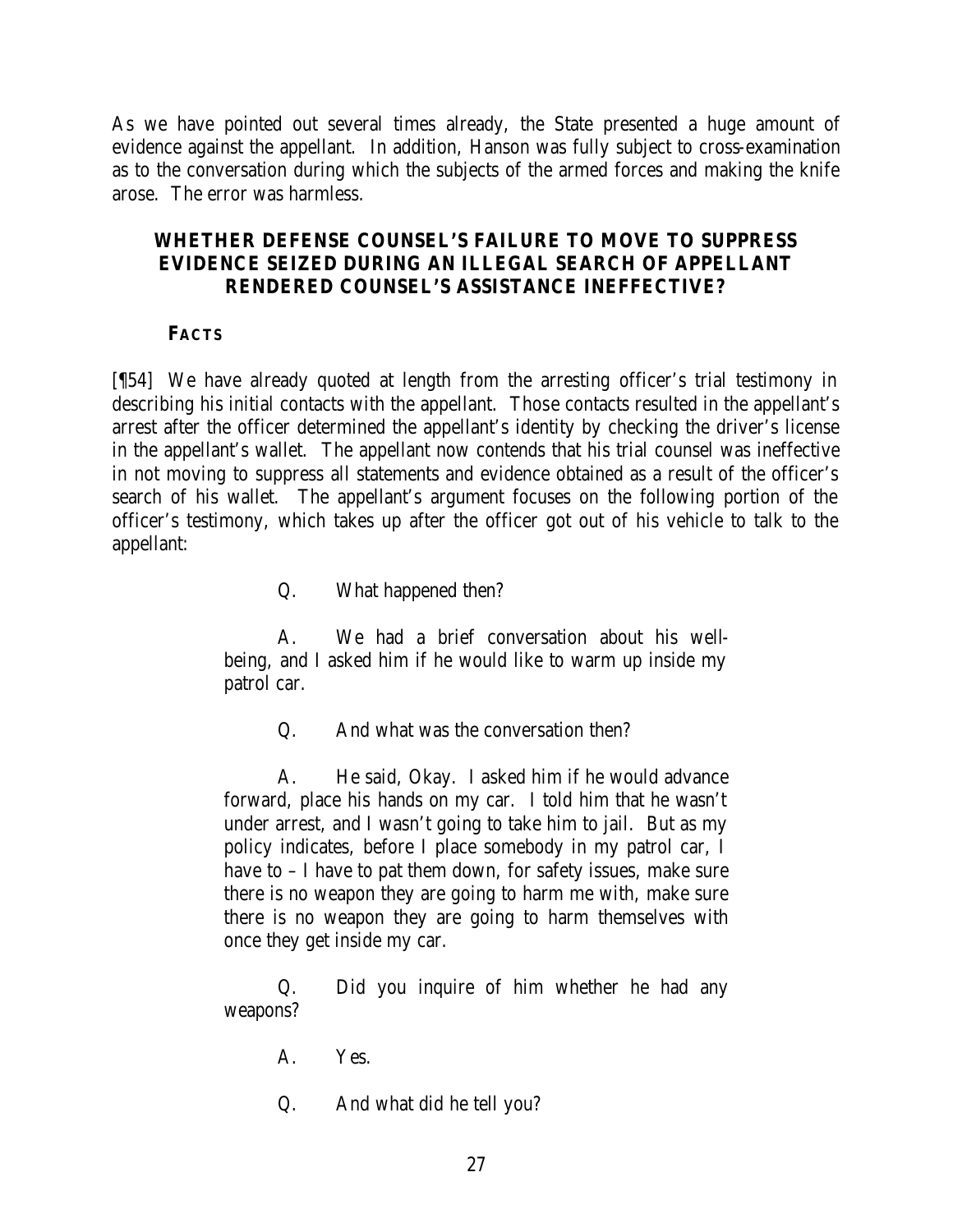As we have pointed out several times already, the State presented a huge amount of evidence against the appellant. In addition, Hanson was fully subject to cross-examination as to the conversation during which the subjects of the armed forces and making the knife arose. The error was harmless.

### WHETHER DEFENSE COUNSEL'S FAILURE TO MOVE TO SUPPRESS EVIDENCE SEIZED DURING AN ILLEGAL SEARCH OF APPELLANT RENDERED COUNSEL'S ASSISTANCE INEFFECTIVE?

#### FACTS

[¶54] We have already quoted at length from the arresting officer's trial testimony in describing his initial contacts with the appellant. Those contacts resulted in the appellant's arrest after the officer determined the appellant's identity by checking the driver's license in the appellant's wallet. The appellant now contends that his trial counsel was ineffective in not moving to suppress all statements and evidence obtained as a result of the officer's search of his wallet. The appellant's argument focuses on the following portion of the officer's testimony, which takes up after the officer got out of his vehicle to talk to the appellant:

> Q. What happened then?
>
> A. We had a brief conversation about his well-being, and I asked him if he would like to warm up inside my patrol car.
>
> Q. And what was the conversation then?
>
> A. He said, Okay. I asked him if he would advance forward, place his hands on my car. I told him that he wasn't under arrest, and I wasn't going to take him to jail. But as my policy indicates, before I place somebody in my patrol car, I have to – I have to pat them down, for safety issues, make sure there is no weapon they are going to harm me with, make sure there is no weapon they are going to harm themselves with once they get inside my car.
>
> Q. Did you inquire of him whether he had any weapons?
>
> A. Yes.
>
> Q. And what did he tell you?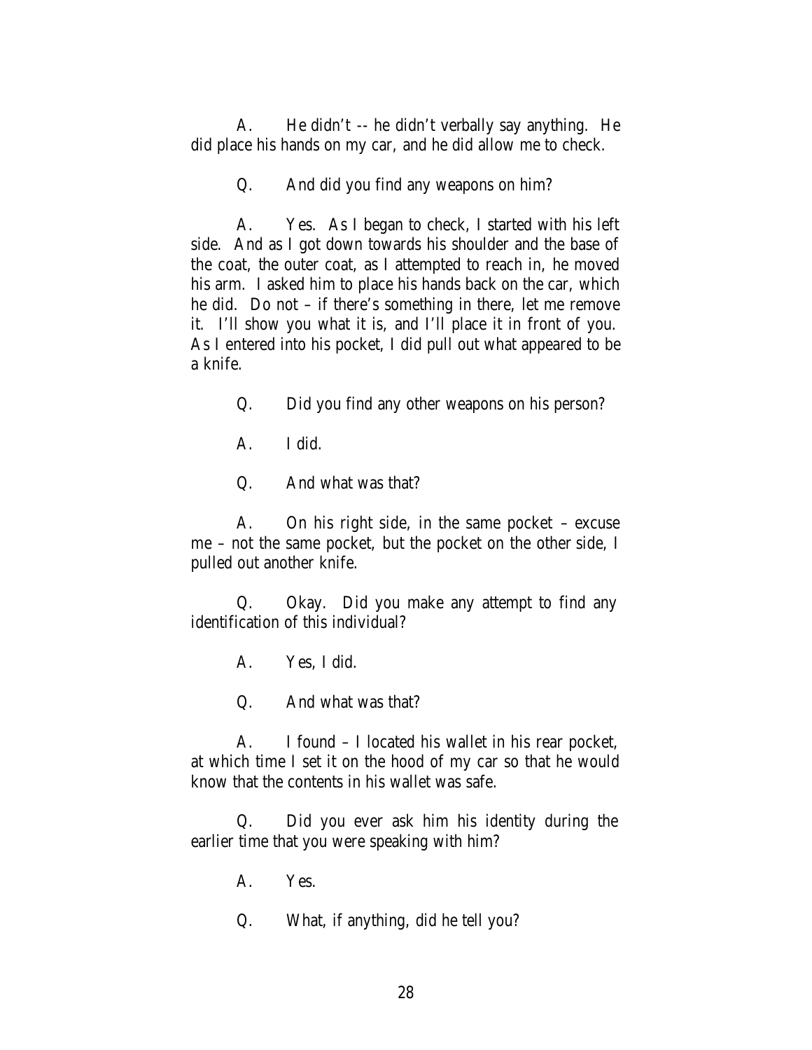A. He didn't -- he didn't verbally say anything. He did place his hands on my car, and he did allow me to check.

Q. And did you find any weapons on him?

A. Yes. As I began to check, I started with his left side. And as I got down towards his shoulder and the base of the coat, the outer coat, as I attempted to reach in, he moved his arm. I asked him to place his hands back on the car, which he did. Do not – if there's something in there, let me remove it. I'll show you what it is, and I'll place it in front of you. As I entered into his pocket, I did pull out what appeared to be a knife.

Q. Did you find any other weapons on his person?

A. I did.

Q. And what was that?

A. On his right side, in the same pocket – excuse me – not the same pocket, but the pocket on the other side, I pulled out another knife.

Q. Okay. Did you make any attempt to find any identification of this individual?

A. Yes, I did.

Q. And what was that?

A. I found – I located his wallet in his rear pocket, at which time I set it on the hood of my car so that he would know that the contents in his wallet was safe.

Q. Did you ever ask him his identity during the earlier time that you were speaking with him?

A. Yes.

Q. What, if anything, did he tell you?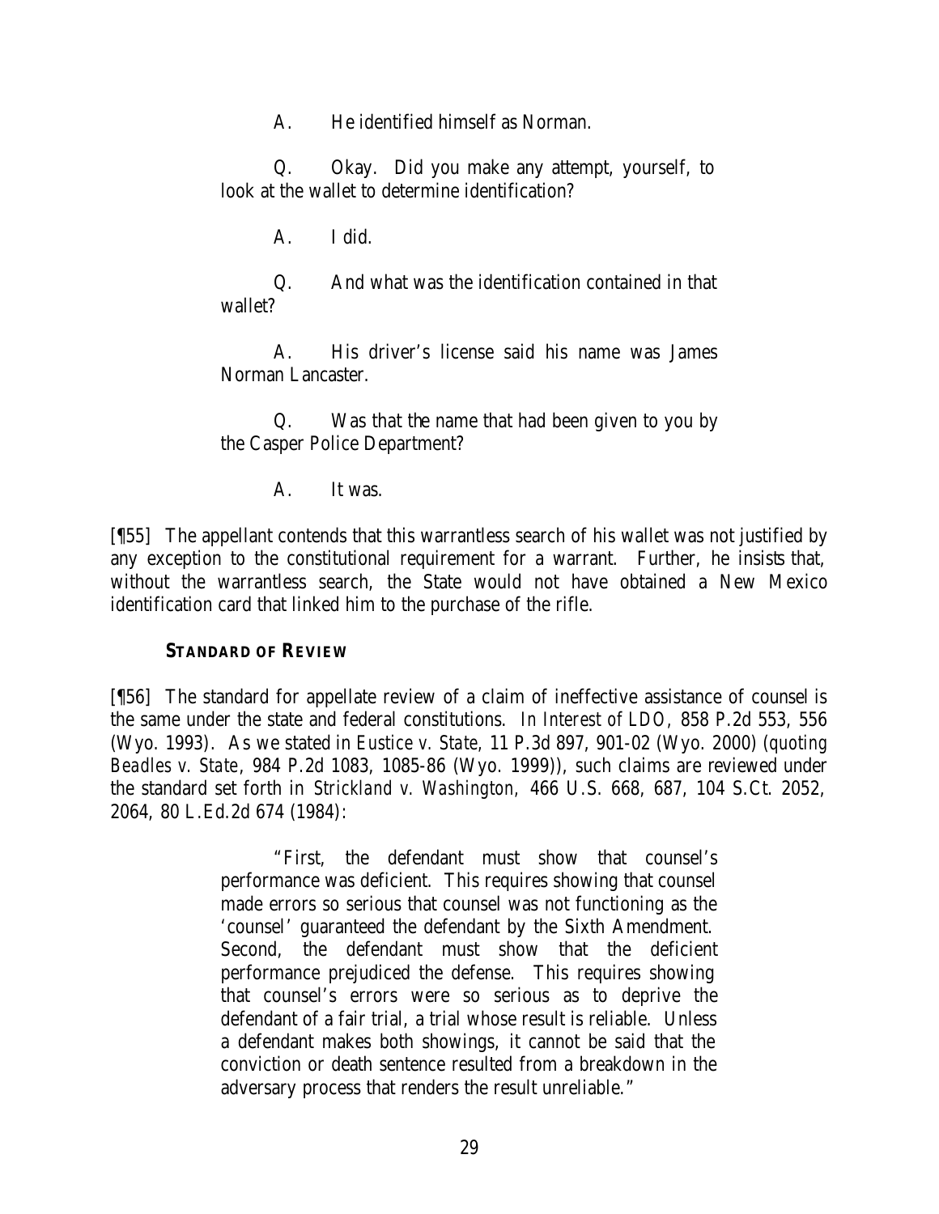A. He identified himself as Norman.

Q. Okay. Did you make any attempt, yourself, to look at the wallet to determine identification?

A. I did.

Q. And what was the identification contained in that wallet?

A. His driver's license said his name was James Norman Lancaster.

Q. Was that the name that had been given to you by the Casper Police Department?

A. It was.

[¶55] The appellant contends that this warrantless search of his wallet was not justified by any exception to the constitutional requirement for a warrant. Further, he insists that, without the warrantless search, the State would not have obtained a New Mexico identification card that linked him to the purchase of the rifle.

### STANDARD OF REVIEW

[¶56] The standard for appellate review of a claim of ineffective assistance of counsel is the same under the state and federal constitutions. *In Interest of LDO*, 858 P.2d 553, 556 (Wyo. 1993). As we stated in *Eustice v. State*, 11 P.3d 897, 901-02 (Wyo. 2000) (*quoting Beadles v. State*, 984 P.2d 1083, 1085-86 (Wyo. 1999)), such claims are reviewed under the standard set forth in *Strickland v. Washington*, 466 U.S. 668, 687, 104 S.Ct. 2052, 2064, 80 L.Ed.2d 674 (1984):

> "First, the defendant must show that counsel's performance was deficient. This requires showing that counsel made errors so serious that counsel was not functioning as the 'counsel' guaranteed the defendant by the Sixth Amendment. Second, the defendant must show that the deficient performance prejudiced the defense. This requires showing that counsel's errors were so serious as to deprive the defendant of a fair trial, a trial whose result is reliable. Unless a defendant makes both showings, it cannot be said that the conviction or death sentence resulted from a breakdown in the adversary process that renders the result unreliable."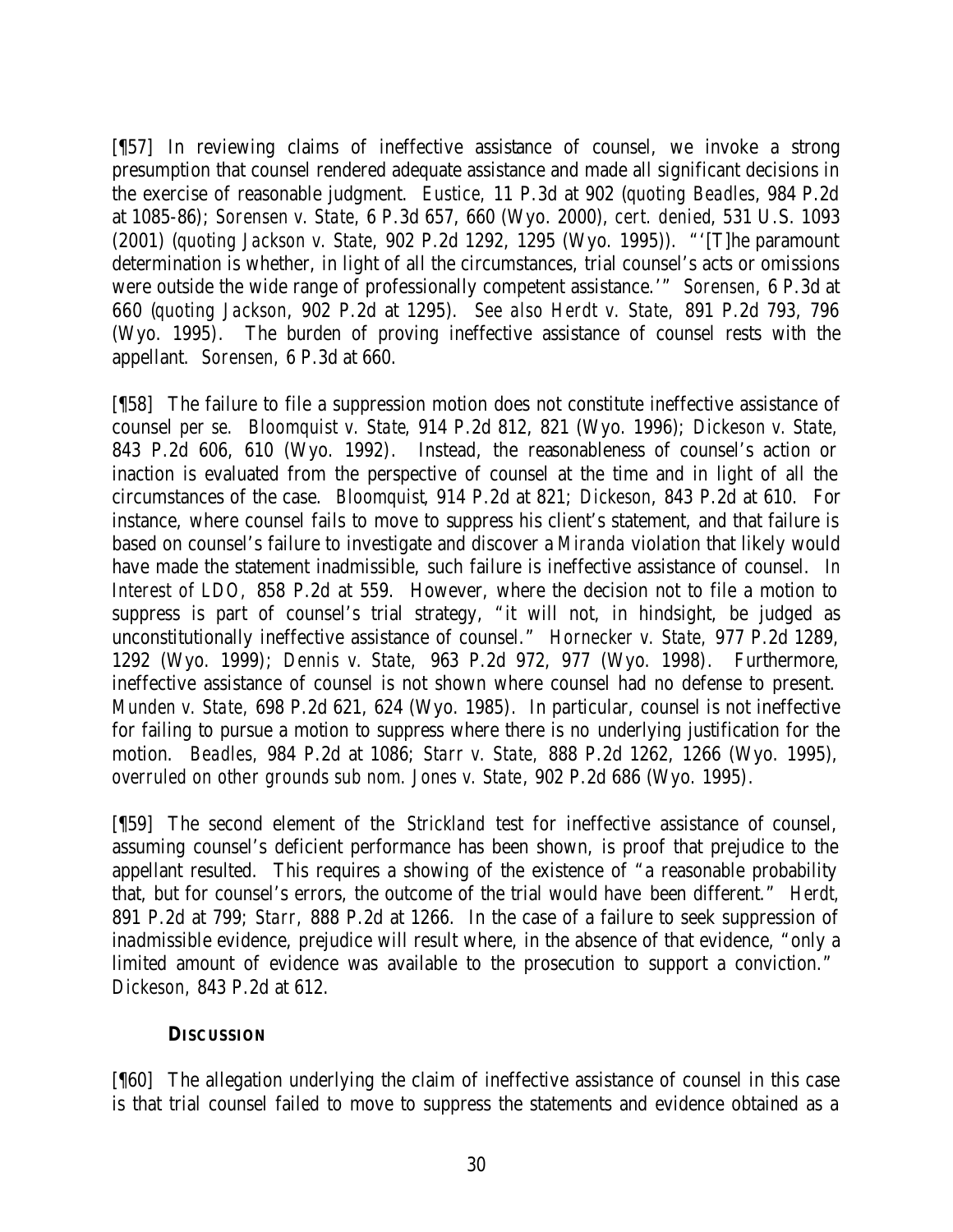[¶57] In reviewing claims of ineffective assistance of counsel, we invoke a strong presumption that counsel rendered adequate assistance and made all significant decisions in the exercise of reasonable judgment. *Eustice*, 11 P.3d at 902 (*quoting Beadles*, 984 P.2d at 1085-86); *Sorensen v. State*, 6 P.3d 657, 660 (Wyo. 2000), *cert. denied*, 531 U.S. 1093 (2001) (*quoting Jackson v. State*, 902 P.2d 1292, 1295 (Wyo. 1995)). "'[T]he paramount determination is whether, in light of all the circumstances, trial counsel's acts or omissions were outside the wide range of professionally competent assistance.'" *Sorensen*, 6 P.3d at 660 (*quoting Jackson*, 902 P.2d at 1295). *See also Herdt v. State*, 891 P.2d 793, 796 (Wyo. 1995). The burden of proving ineffective assistance of counsel rests with the appellant. *Sorensen*, 6 P.3d at 660.

[¶58] The failure to file a suppression motion does not constitute ineffective assistance of counsel *per se*. *Bloomquist v. State*, 914 P.2d 812, 821 (Wyo. 1996); *Dickeson v. State*, 843 P.2d 606, 610 (Wyo. 1992). Instead, the reasonableness of counsel's action or inaction is evaluated from the perspective of counsel at the time and in light of all the circumstances of the case. *Bloomquist*, 914 P.2d at 821; *Dickeson*, 843 P.2d at 610. For instance, where counsel fails to move to suppress his client's statement, and that failure is based on counsel's failure to investigate and discover a *Miranda* violation that likely would have made the statement inadmissible, such failure is ineffective assistance of counsel. *In Interest of LDO*, 858 P.2d at 559. However, where the decision not to file a motion to suppress is part of counsel's trial strategy, "it will not, in hindsight, be judged as unconstitutionally ineffective assistance of counsel." *Hornecker v. State*, 977 P.2d 1289, 1292 (Wyo. 1999); *Dennis v. State*, 963 P.2d 972, 977 (Wyo. 1998). Furthermore, ineffective assistance of counsel is not shown where counsel had no defense to present. *Munden v. State*, 698 P.2d 621, 624 (Wyo. 1985). In particular, counsel is not ineffective for failing to pursue a motion to suppress where there is no underlying justification for the motion. *Beadles*, 984 P.2d at 1086; *Starr v. State*, 888 P.2d 1262, 1266 (Wyo. 1995), *overruled on other grounds sub nom. Jones v. State*, 902 P.2d 686 (Wyo. 1995).

[¶59] The second element of the *Strickland* test for ineffective assistance of counsel, assuming counsel's deficient performance has been shown, is proof that prejudice to the appellant resulted. This requires a showing of the existence of "a reasonable probability that, but for counsel's errors, the outcome of the trial would have been different." *Herdt*, 891 P.2d at 799; *Starr*, 888 P.2d at 1266. In the case of a failure to seek suppression of inadmissible evidence, prejudice will result where, in the absence of that evidence, "only a limited amount of evidence was available to the prosecution to support a conviction." *Dickeson*, 843 P.2d at 612.

**DISCUSSION**

[¶60] The allegation underlying the claim of ineffective assistance of counsel in this case is that trial counsel failed to move to suppress the statements and evidence obtained as a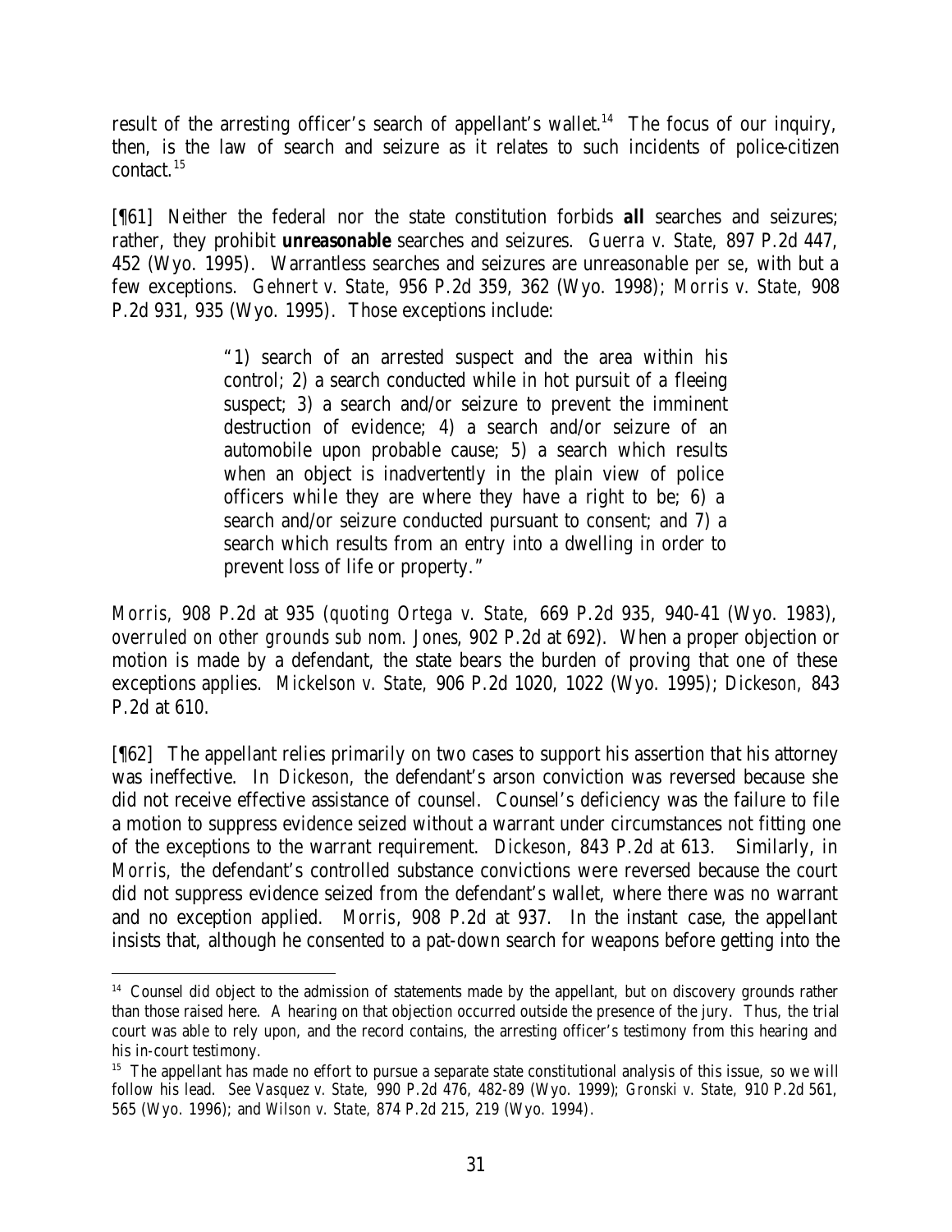result of the arresting officer's search of appellant's wallet.[14] The focus of our inquiry, then, is the law of search and seizure as it relates to such incidents of police-citizen contact.[15]

[¶61] Neither the federal nor the state constitution forbids **all** searches and seizures; rather, they prohibit **unreasonable** searches and seizures. *Guerra v. State*, 897 P.2d 447, 452 (Wyo. 1995). Warrantless searches and seizures are unreasonable *per se*, with but a few exceptions. *Gehnert v. State*, 956 P.2d 359, 362 (Wyo. 1998); *Morris v. State*, 908 P.2d 931, 935 (Wyo. 1995). Those exceptions include:

> "1) search of an arrested suspect and the area within his control; 2) a search conducted while in hot pursuit of a fleeing suspect; 3) a search and/or seizure to prevent the imminent destruction of evidence; 4) a search and/or seizure of an automobile upon probable cause; 5) a search which results when an object is inadvertently in the plain view of police officers while they are where they have a right to be; 6) a search and/or seizure conducted pursuant to consent; and 7) a search which results from an entry into a dwelling in order to prevent loss of life or property."

*Morris*, 908 P.2d at 935 (quoting *Ortega v. State*, 669 P.2d 935, 940-41 (Wyo. 1983), *overruled on other grounds sub nom. Jones*, 902 P.2d at 692). When a proper objection or motion is made by a defendant, the state bears the burden of proving that one of these exceptions applies. *Mickelson v. State*, 906 P.2d 1020, 1022 (Wyo. 1995); *Dickeson*, 843 P.2d at 610.

[¶62] The appellant relies primarily on two cases to support his assertion that his attorney was ineffective. In *Dickeson*, the defendant's arson conviction was reversed because she did not receive effective assistance of counsel. Counsel's deficiency was the failure to file a motion to suppress evidence seized without a warrant under circumstances not fitting one of the exceptions to the warrant requirement. *Dickeson*, 843 P.2d at 613. Similarly, in *Morris*, the defendant's controlled substance convictions were reversed because the court did not suppress evidence seized from the defendant's wallet, where there was no warrant and no exception applied. *Morris*, 908 P.2d at 937. In the instant case, the appellant insists that, although he consented to a pat-down search for weapons before getting into the

---

[14] Counsel did object to the admission of statements made by the appellant, but on discovery grounds rather than those raised here. A hearing on that objection occurred outside the presence of the jury. Thus, the trial court was able to rely upon, and the record contains, the arresting officer's testimony from this hearing and his in-court testimony.

[15] The appellant has made no effort to pursue a separate state constitutional analysis of this issue, so we will follow his lead. *See Vasquez v. State*, 990 P.2d 476, 482-89 (Wyo. 1999); *Gronski v. State*, 910 P.2d 561, 565 (Wyo. 1996); and *Wilson v. State*, 874 P.2d 215, 219 (Wyo. 1994).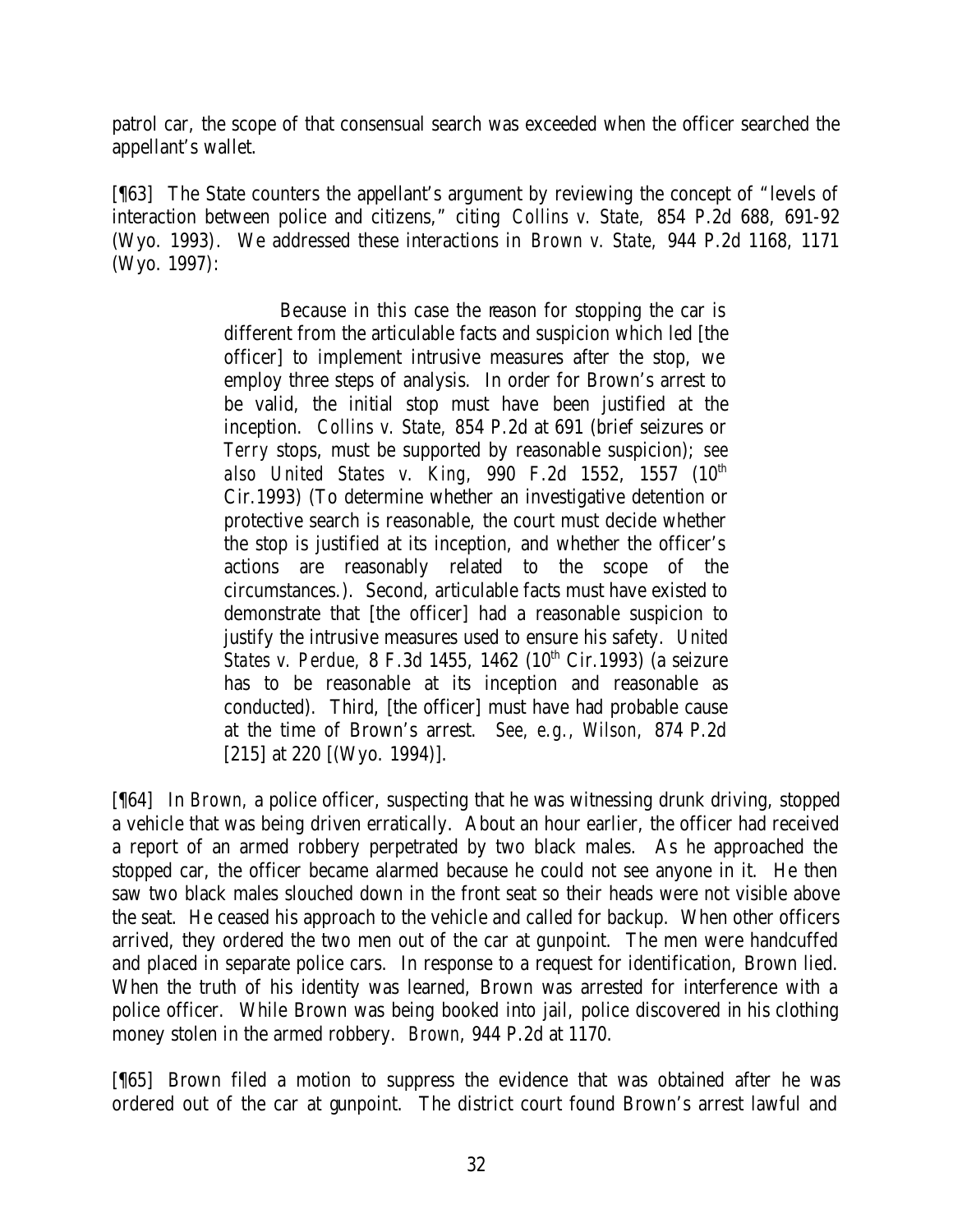patrol car, the scope of that consensual search was exceeded when the officer searched the appellant's wallet.

[¶63] The State counters the appellant's argument by reviewing the concept of "levels of interaction between police and citizens," citing *Collins v. State*, 854 P.2d 688, 691-92 (Wyo. 1993). We addressed these interactions in *Brown v. State*, 944 P.2d 1168, 1171 (Wyo. 1997):

> Because in this case the reason for stopping the car is different from the articulable facts and suspicion which led [the officer] to implement intrusive measures after the stop, we employ three steps of analysis. In order for Brown's arrest to be valid, the initial stop must have been justified at the inception. *Collins v. State*, 854 P.2d at 691 (brief seizures or *Terry* stops, must be supported by reasonable suspicion); *see also United States v. King*, 990 F.2d 1552, 1557 (10th Cir.1993) (To determine whether an investigative detention or protective search is reasonable, the court must decide whether the stop is justified at its inception, and whether the officer's actions are reasonably related to the scope of the circumstances.). Second, articulable facts must have existed to demonstrate that [the officer] had a reasonable suspicion to justify the intrusive measures used to ensure his safety. *United States v. Perdue*, 8 F.3d 1455, 1462 (10th Cir.1993) (a seizure has to be reasonable at its inception and reasonable as conducted). Third, [the officer] must have had probable cause at the time of Brown's arrest. *See, e.g.*, *Wilson*, 874 P.2d [215] at 220 [(Wyo. 1994)].

[¶64] In *Brown*, a police officer, suspecting that he was witnessing drunk driving, stopped a vehicle that was being driven erratically. About an hour earlier, the officer had received a report of an armed robbery perpetrated by two black males. As he approached the stopped car, the officer became alarmed because he could not see anyone in it. He then saw two black males slouched down in the front seat so their heads were not visible above the seat. He ceased his approach to the vehicle and called for backup. When other officers arrived, they ordered the two men out of the car at gunpoint. The men were handcuffed and placed in separate police cars. In response to a request for identification, Brown lied. When the truth of his identity was learned, Brown was arrested for interference with a police officer. While Brown was being booked into jail, police discovered in his clothing money stolen in the armed robbery. *Brown*, 944 P.2d at 1170.

[¶65] Brown filed a motion to suppress the evidence that was obtained after he was ordered out of the car at gunpoint. The district court found Brown's arrest lawful and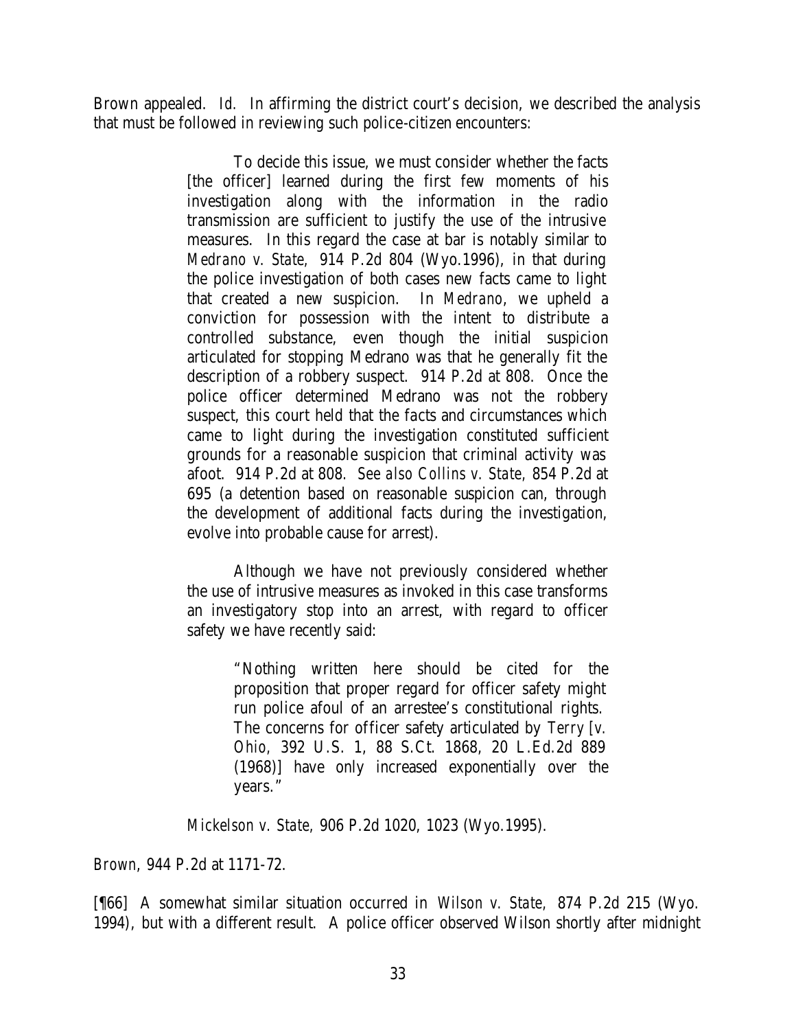Brown appealed. *Id.* In affirming the district court's decision, we described the analysis that must be followed in reviewing such police-citizen encounters:

> To decide this issue, we must consider whether the facts [the officer] learned during the first few moments of his investigation along with the information in the radio transmission are sufficient to justify the use of the intrusive measures. In this regard the case at bar is notably similar to *Medrano v. State*, 914 P.2d 804 (Wyo.1996), in that during the police investigation of both cases new facts came to light that created a new suspicion. In *Medrano*, we upheld a conviction for possession with the intent to distribute a controlled substance, even though the initial suspicion articulated for stopping Medrano was that he generally fit the description of a robbery suspect. 914 P.2d at 808. Once the police officer determined Medrano was not the robbery suspect, this court held that the facts and circumstances which came to light during the investigation constituted sufficient grounds for a reasonable suspicion that criminal activity was afoot. 914 P.2d at 808. *See also Collins v. State*, 854 P.2d at 695 (a detention based on reasonable suspicion can, through the development of additional facts during the investigation, evolve into probable cause for arrest).
>
> Although we have not previously considered whether the use of intrusive measures as invoked in this case transforms an investigatory stop into an arrest, with regard to officer safety we have recently said:
>
>> "Nothing written here should be cited for the proposition that proper regard for officer safety might run police afoul of an arrestee's constitutional rights. The concerns for officer safety articulated by *Terry [v. Ohio*, 392 U.S. 1, 88 S.Ct. 1868, 20 L.Ed.2d 889 (1968)] have only increased exponentially over the years."
>
> *Mickelson v. State*, 906 P.2d 1020, 1023 (Wyo.1995).

*Brown*, 944 P.2d at 1171-72.

[¶66] A somewhat similar situation occurred in *Wilson v. State*, 874 P.2d 215 (Wyo. 1994), but with a different result. A police officer observed Wilson shortly after midnight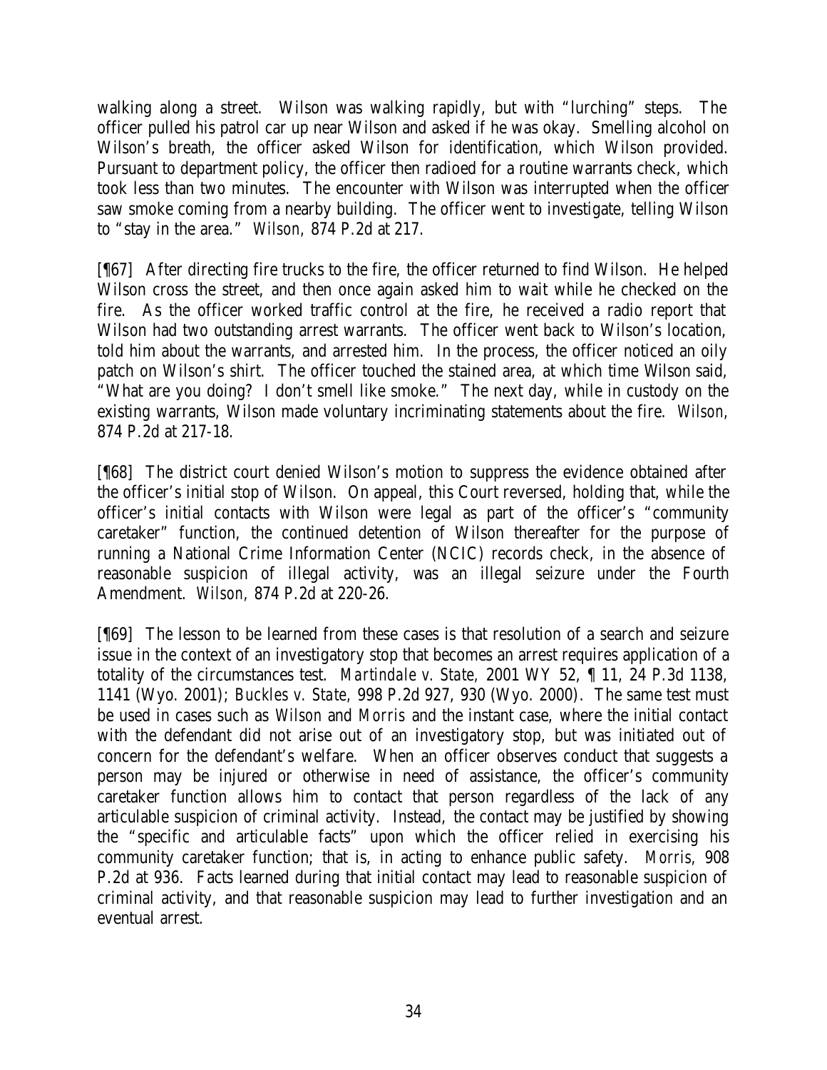walking along a street. Wilson was walking rapidly, but with "lurching" steps. The officer pulled his patrol car up near Wilson and asked if he was okay. Smelling alcohol on Wilson's breath, the officer asked Wilson for identification, which Wilson provided. Pursuant to department policy, the officer then radioed for a routine warrants check, which took less than two minutes. The encounter with Wilson was interrupted when the officer saw smoke coming from a nearby building. The officer went to investigate, telling Wilson to "stay in the area." *Wilson*, 874 P.2d at 217.

[¶67] After directing fire trucks to the fire, the officer returned to find Wilson. He helped Wilson cross the street, and then once again asked him to wait while he checked on the fire. As the officer worked traffic control at the fire, he received a radio report that Wilson had two outstanding arrest warrants. The officer went back to Wilson's location, told him about the warrants, and arrested him. In the process, the officer noticed an oily patch on Wilson's shirt. The officer touched the stained area, at which time Wilson said, "What are you doing? I don't smell like smoke." The next day, while in custody on the existing warrants, Wilson made voluntary incriminating statements about the fire. *Wilson*, 874 P.2d at 217-18.

[¶68] The district court denied Wilson's motion to suppress the evidence obtained after the officer's initial stop of Wilson. On appeal, this Court reversed, holding that, while the officer's initial contacts with Wilson were legal as part of the officer's "community caretaker" function, the continued detention of Wilson thereafter for the purpose of running a National Crime Information Center (NCIC) records check, in the absence of reasonable suspicion of illegal activity, was an illegal seizure under the Fourth Amendment. *Wilson*, 874 P.2d at 220-26.

[¶69] The lesson to be learned from these cases is that resolution of a search and seizure issue in the context of an investigatory stop that becomes an arrest requires application of a totality of the circumstances test. *Martindale v. State*, 2001 WY 52, ¶ 11, 24 P.3d 1138, 1141 (Wyo. 2001); *Buckles v. State*, 998 P.2d 927, 930 (Wyo. 2000). The same test must be used in cases such as *Wilson* and *Morris* and the instant case, where the initial contact with the defendant did not arise out of an investigatory stop, but was initiated out of concern for the defendant's welfare. When an officer observes conduct that suggests a person may be injured or otherwise in need of assistance, the officer's community caretaker function allows him to contact that person regardless of the lack of any articulable suspicion of criminal activity. Instead, the contact may be justified by showing the "specific and articulable facts" upon which the officer relied in exercising his community caretaker function; that is, in acting to enhance public safety. *Morris*, 908 P.2d at 936. Facts learned during that initial contact may lead to reasonable suspicion of criminal activity, and that reasonable suspicion may lead to further investigation and an eventual arrest.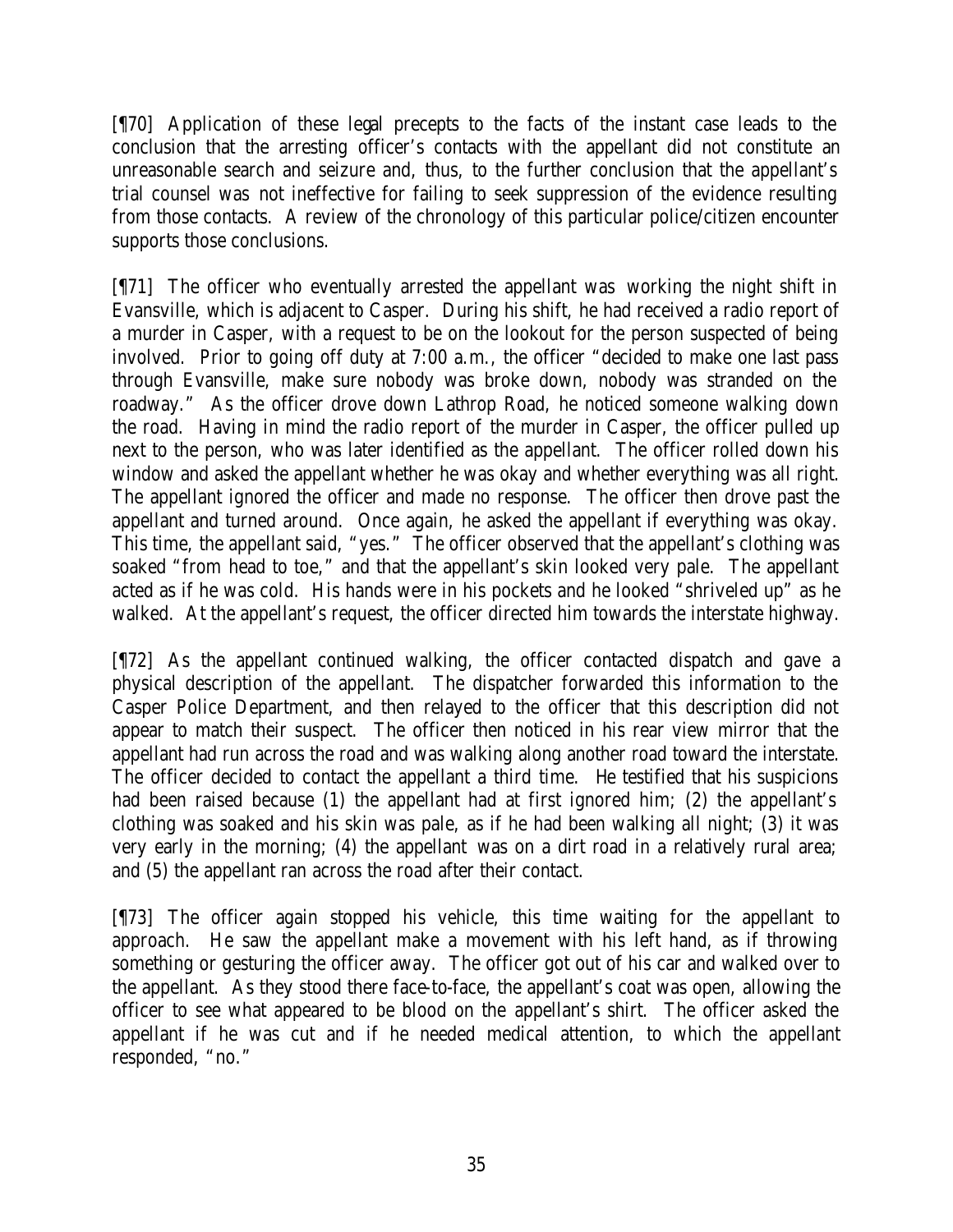[¶70] Application of these legal precepts to the facts of the instant case leads to the conclusion that the arresting officer's contacts with the appellant did not constitute an unreasonable search and seizure and, thus, to the further conclusion that the appellant's trial counsel was not ineffective for failing to seek suppression of the evidence resulting from those contacts. A review of the chronology of this particular police/citizen encounter supports those conclusions.

[¶71] The officer who eventually arrested the appellant was working the night shift in Evansville, which is adjacent to Casper. During his shift, he had received a radio report of a murder in Casper, with a request to be on the lookout for the person suspected of being involved. Prior to going off duty at 7:00 a.m., the officer "decided to make one last pass through Evansville, make sure nobody was broke down, nobody was stranded on the roadway." As the officer drove down Lathrop Road, he noticed someone walking down the road. Having in mind the radio report of the murder in Casper, the officer pulled up next to the person, who was later identified as the appellant. The officer rolled down his window and asked the appellant whether he was okay and whether everything was all right. The appellant ignored the officer and made no response. The officer then drove past the appellant and turned around. Once again, he asked the appellant if everything was okay. This time, the appellant said, "yes." The officer observed that the appellant's clothing was soaked "from head to toe," and that the appellant's skin looked very pale. The appellant acted as if he was cold. His hands were in his pockets and he looked "shriveled up" as he walked. At the appellant's request, the officer directed him towards the interstate highway.

[¶72] As the appellant continued walking, the officer contacted dispatch and gave a physical description of the appellant. The dispatcher forwarded this information to the Casper Police Department, and then relayed to the officer that this description did not appear to match their suspect. The officer then noticed in his rear view mirror that the appellant had run across the road and was walking along another road toward the interstate. The officer decided to contact the appellant a third time. He testified that his suspicions had been raised because (1) the appellant had at first ignored him; (2) the appellant's clothing was soaked and his skin was pale, as if he had been walking all night; (3) it was very early in the morning; (4) the appellant was on a dirt road in a relatively rural area; and (5) the appellant ran across the road after their contact.

[¶73] The officer again stopped his vehicle, this time waiting for the appellant to approach. He saw the appellant make a movement with his left hand, as if throwing something or gesturing the officer away. The officer got out of his car and walked over to the appellant. As they stood there face-to-face, the appellant's coat was open, allowing the officer to see what appeared to be blood on the appellant's shirt. The officer asked the appellant if he was cut and if he needed medical attention, to which the appellant responded, "no."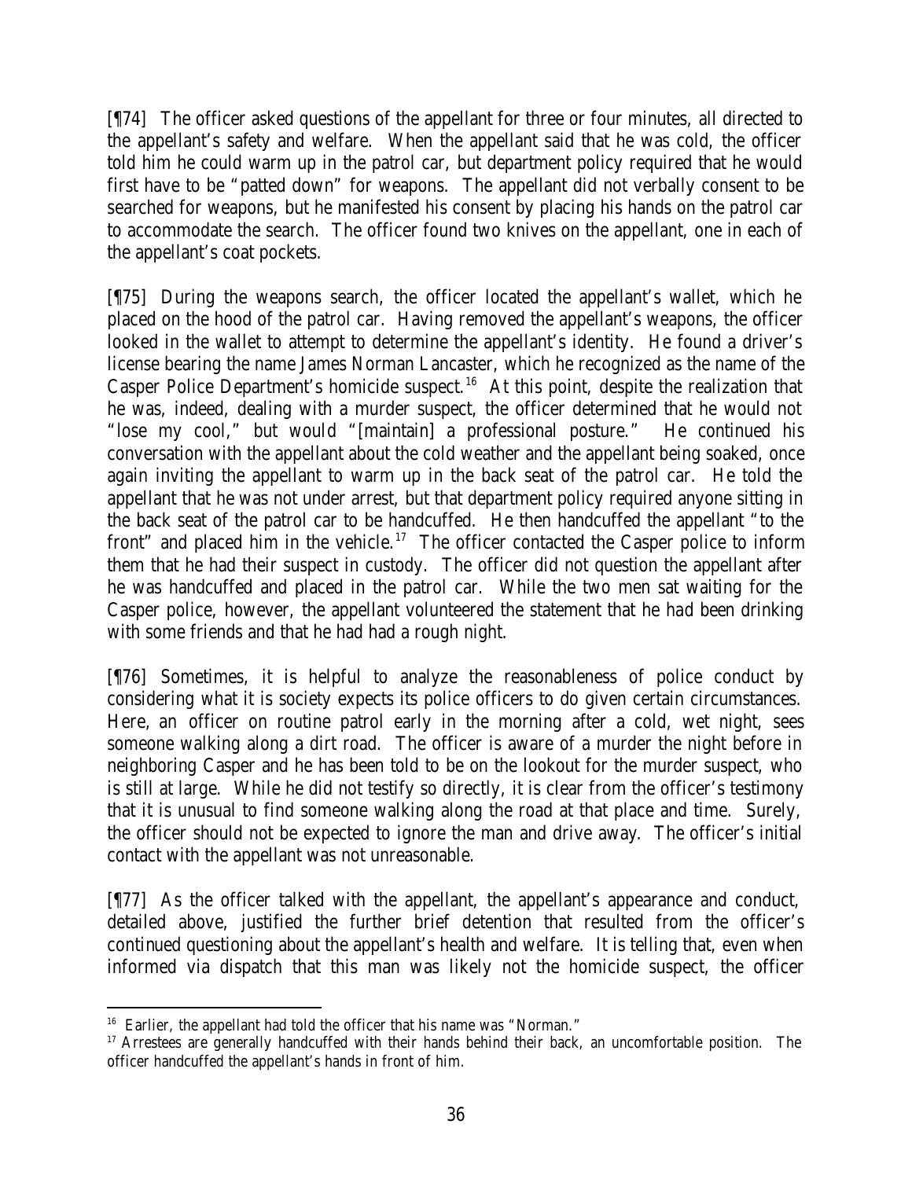[¶74] The officer asked questions of the appellant for three or four minutes, all directed to the appellant's safety and welfare. When the appellant said that he was cold, the officer told him he could warm up in the patrol car, but department policy required that he would first have to be "patted down" for weapons. The appellant did not verbally consent to be searched for weapons, but he manifested his consent by placing his hands on the patrol car to accommodate the search. The officer found two knives on the appellant, one in each of the appellant's coat pockets.

[¶75] During the weapons search, the officer located the appellant's wallet, which he placed on the hood of the patrol car. Having removed the appellant's weapons, the officer looked in the wallet to attempt to determine the appellant's identity. He found a driver's license bearing the name James Norman Lancaster, which he recognized as the name of the Casper Police Department's homicide suspect.[16] At this point, despite the realization that he was, indeed, dealing with a murder suspect, the officer determined that he would not "lose my cool," but would "[maintain] a professional posture." He continued his conversation with the appellant about the cold weather and the appellant being soaked, once again inviting the appellant to warm up in the back seat of the patrol car. He told the appellant that he was not under arrest, but that department policy required anyone sitting in the back seat of the patrol car to be handcuffed. He then handcuffed the appellant "to the front" and placed him in the vehicle.[17] The officer contacted the Casper police to inform them that he had their suspect in custody. The officer did not question the appellant after he was handcuffed and placed in the patrol car. While the two men sat waiting for the Casper police, however, the appellant volunteered the statement that he had been drinking with some friends and that he had had a rough night.

[¶76] Sometimes, it is helpful to analyze the reasonableness of police conduct by considering what it is society expects its police officers to do given certain circumstances. Here, an officer on routine patrol early in the morning after a cold, wet night, sees someone walking along a dirt road. The officer is aware of a murder the night before in neighboring Casper and he has been told to be on the lookout for the murder suspect, who is still at large. While he did not testify so directly, it is clear from the officer's testimony that it is unusual to find someone walking along the road at that place and time. Surely, the officer should not be expected to ignore the man and drive away. The officer's initial contact with the appellant was not unreasonable.

[¶77] As the officer talked with the appellant, the appellant's appearance and conduct, detailed above, justified the further brief detention that resulted from the officer's continued questioning about the appellant's health and welfare. It is telling that, even when informed via dispatch that this man was likely not the homicide suspect, the officer

---

[16] Earlier, the appellant had told the officer that his name was "Norman."

[17] Arrestees are generally handcuffed with their hands behind their back, an uncomfortable position. The officer handcuffed the appellant's hands in front of him.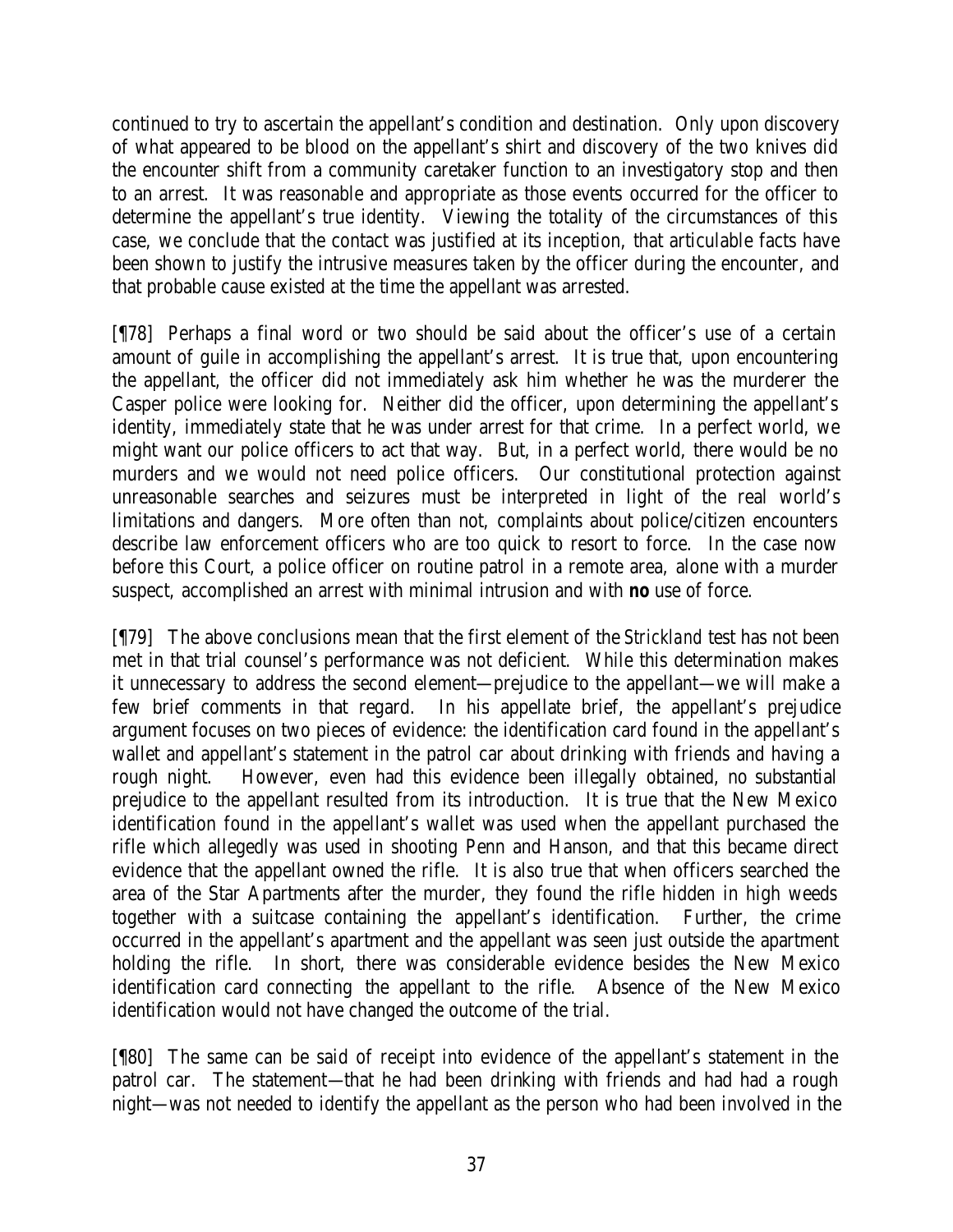continued to try to ascertain the appellant's condition and destination. Only upon discovery of what appeared to be blood on the appellant's shirt and discovery of the two knives did the encounter shift from a community caretaker function to an investigatory stop and then to an arrest. It was reasonable and appropriate as those events occurred for the officer to determine the appellant's true identity. Viewing the totality of the circumstances of this case, we conclude that the contact was justified at its inception, that articulable facts have been shown to justify the intrusive measures taken by the officer during the encounter, and that probable cause existed at the time the appellant was arrested.

[¶78] Perhaps a final word or two should be said about the officer's use of a certain amount of guile in accomplishing the appellant's arrest. It is true that, upon encountering the appellant, the officer did not immediately ask him whether he was the murderer the Casper police were looking for. Neither did the officer, upon determining the appellant's identity, immediately state that he was under arrest for that crime. In a perfect world, we might want our police officers to act that way. But, in a perfect world, there would be no murders and we would not need police officers. Our constitutional protection against unreasonable searches and seizures must be interpreted in light of the real world's limitations and dangers. More often than not, complaints about police/citizen encounters describe law enforcement officers who are too quick to resort to force. In the case now before this Court, a police officer on routine patrol in a remote area, alone with a murder suspect, accomplished an arrest with minimal intrusion and with **no** use of force.

[¶79] The above conclusions mean that the first element of the *Strickland* test has not been met in that trial counsel's performance was not deficient. While this determination makes it unnecessary to address the second element—prejudice to the appellant—we will make a few brief comments in that regard. In his appellate brief, the appellant's prejudice argument focuses on two pieces of evidence: the identification card found in the appellant's wallet and appellant's statement in the patrol car about drinking with friends and having a rough night. However, even had this evidence been illegally obtained, no substantial prejudice to the appellant resulted from its introduction. It is true that the New Mexico identification found in the appellant's wallet was used when the appellant purchased the rifle which allegedly was used in shooting Penn and Hanson, and that this became direct evidence that the appellant owned the rifle. It is also true that when officers searched the area of the Star Apartments after the murder, they found the rifle hidden in high weeds together with a suitcase containing the appellant's identification. Further, the crime occurred in the appellant's apartment and the appellant was seen just outside the apartment holding the rifle. In short, there was considerable evidence besides the New Mexico identification card connecting the appellant to the rifle. Absence of the New Mexico identification would not have changed the outcome of the trial.

[¶80] The same can be said of receipt into evidence of the appellant's statement in the patrol car. The statement—that he had been drinking with friends and had had a rough night—was not needed to identify the appellant as the person who had been involved in the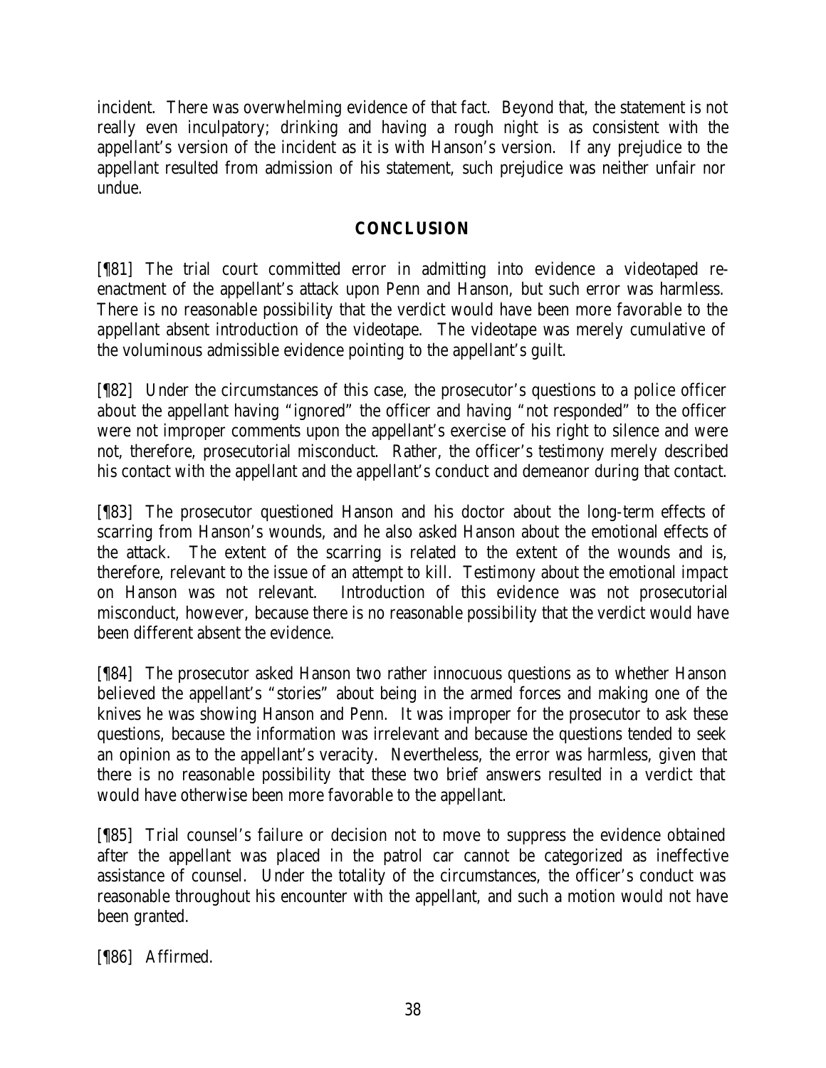incident. There was overwhelming evidence of that fact. Beyond that, the statement is not really even inculpatory; drinking and having a rough night is as consistent with the appellant's version of the incident as it is with Hanson's version. If any prejudice to the appellant resulted from admission of his statement, such prejudice was neither unfair nor undue.

## CONCLUSION

[¶81] The trial court committed error in admitting into evidence a videotaped re-enactment of the appellant's attack upon Penn and Hanson, but such error was harmless. There is no reasonable possibility that the verdict would have been more favorable to the appellant absent introduction of the videotape. The videotape was merely cumulative of the voluminous admissible evidence pointing to the appellant's guilt.

[¶82] Under the circumstances of this case, the prosecutor's questions to a police officer about the appellant having "ignored" the officer and having "not responded" to the officer were not improper comments upon the appellant's exercise of his right to silence and were not, therefore, prosecutorial misconduct. Rather, the officer's testimony merely described his contact with the appellant and the appellant's conduct and demeanor during that contact.

[¶83] The prosecutor questioned Hanson and his doctor about the long-term effects of scarring from Hanson's wounds, and he also asked Hanson about the emotional effects of the attack. The extent of the scarring is related to the extent of the wounds and is, therefore, relevant to the issue of an attempt to kill. Testimony about the emotional impact on Hanson was not relevant. Introduction of this evidence was not prosecutorial misconduct, however, because there is no reasonable possibility that the verdict would have been different absent the evidence.

[¶84] The prosecutor asked Hanson two rather innocuous questions as to whether Hanson believed the appellant's "stories" about being in the armed forces and making one of the knives he was showing Hanson and Penn. It was improper for the prosecutor to ask these questions, because the information was irrelevant and because the questions tended to seek an opinion as to the appellant's veracity. Nevertheless, the error was harmless, given that there is no reasonable possibility that these two brief answers resulted in a verdict that would have otherwise been more favorable to the appellant.

[¶85] Trial counsel's failure or decision not to move to suppress the evidence obtained after the appellant was placed in the patrol car cannot be categorized as ineffective assistance of counsel. Under the totality of the circumstances, the officer's conduct was reasonable throughout his encounter with the appellant, and such a motion would not have been granted.

[¶86] Affirmed.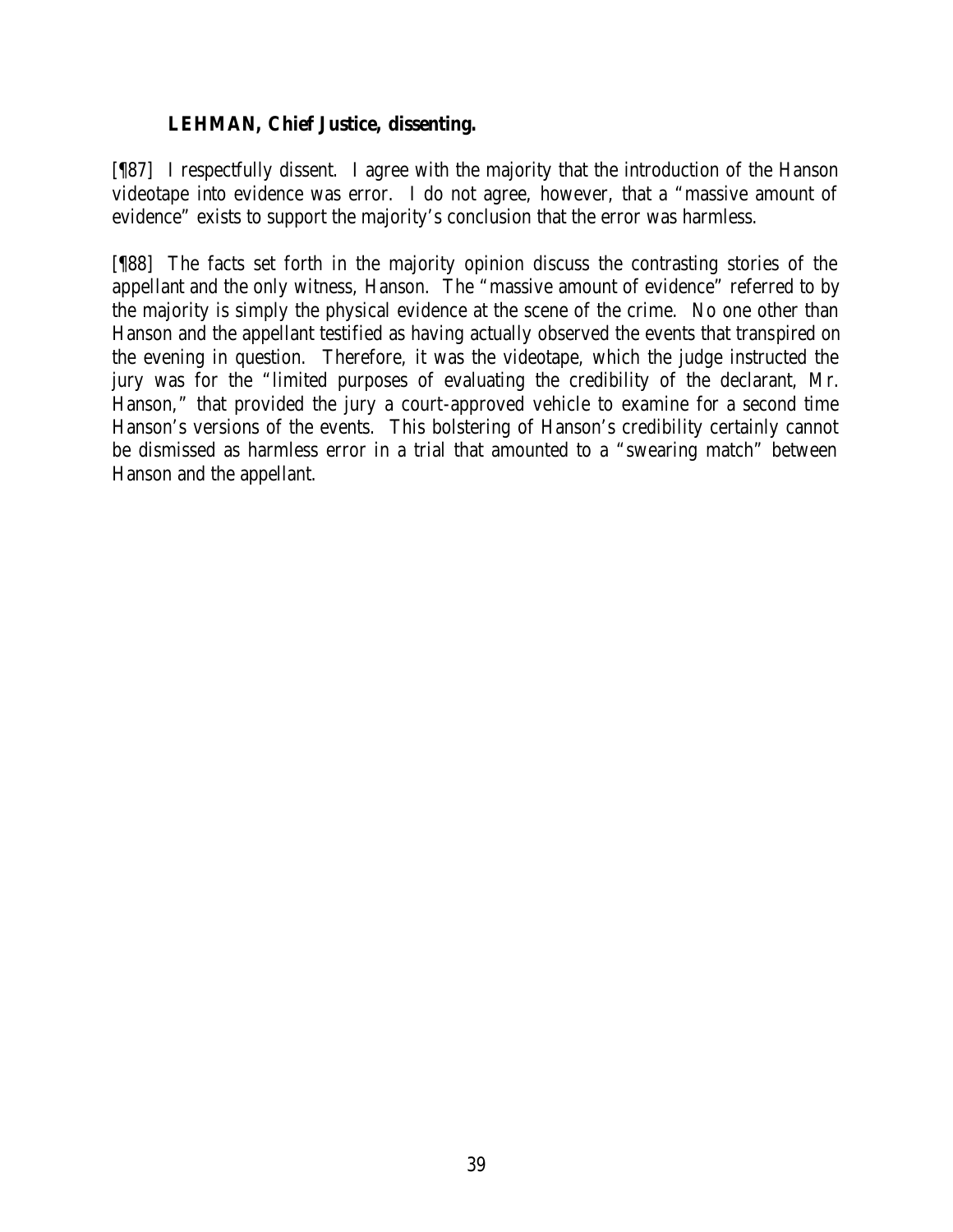**LEHMAN, Chief Justice, dissenting.**

[¶87] I respectfully dissent. I agree with the majority that the introduction of the Hanson videotape into evidence was error. I do not agree, however, that a "massive amount of evidence" exists to support the majority's conclusion that the error was harmless.

[¶88] The facts set forth in the majority opinion discuss the contrasting stories of the appellant and the only witness, Hanson. The "massive amount of evidence" referred to by the majority is simply the physical evidence at the scene of the crime. No one other than Hanson and the appellant testified as having actually observed the events that transpired on the evening in question. Therefore, it was the videotape, which the judge instructed the jury was for the "limited purposes of evaluating the credibility of the declarant, Mr. Hanson," that provided the jury a court-approved vehicle to examine for a second time Hanson's versions of the events. This bolstering of Hanson's credibility certainly cannot be dismissed as harmless error in a trial that amounted to a "swearing match" between Hanson and the appellant.